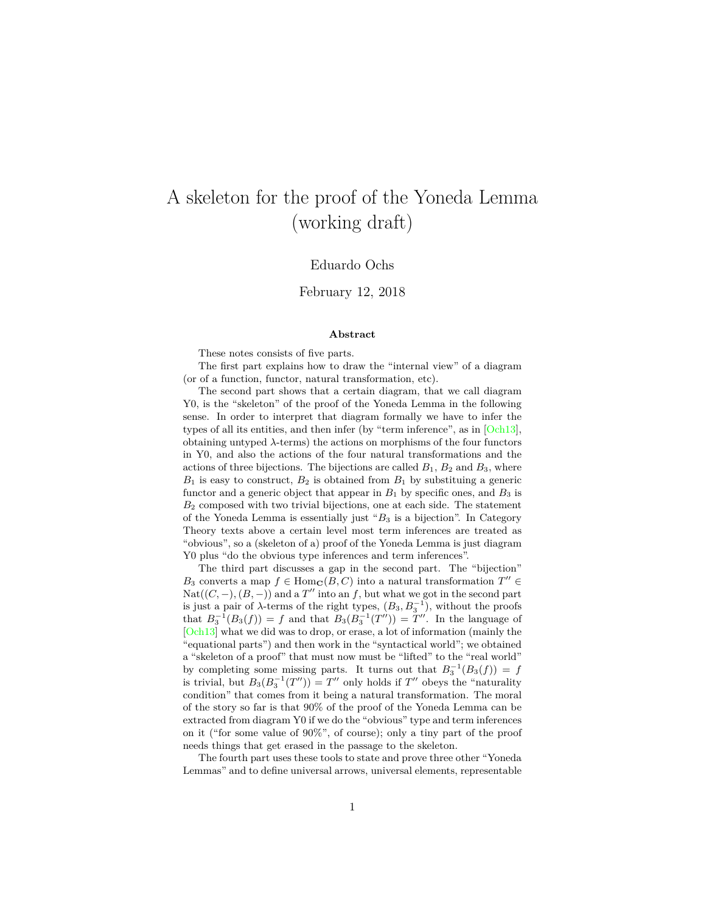# A skeleton for the proof of the Yoneda Lemma (working draft)

Eduardo Ochs

February 12, 2018

### Abstract

These notes consists of five parts.

The first part explains how to draw the "internal view" of a diagram (or of a function, functor, natural transformation, etc).

The second part shows that a certain diagram, that we call diagram Y0, is the "skeleton" of the proof of the Yoneda Lemma in the following sense. In order to interpret that diagram formally we have to infer the types of all its entities, and then infer (by "term inference", as in [Och13], obtaining untyped $\lambda$-terms) the actions on morphisms of the four functors in Y0, and also the actions of the four natural transformations and the actions of three bijections. The bijections are called $B_1$, $B_2$ and $B_3$, where $B_1$ is easy to construct, $B_2$ is obtained from $B_1$ by substituing a generic functor and a generic object that appear in $B_1$ by specific ones, and $B_3$ is $B_2$ composed with two trivial bijections, one at each side. The statement of the Yoneda Lemma is essentially just "$B_3$ is a bijection". In Category Theory texts above a certain level most term inferences are treated as "obvious", so a (skeleton of a) proof of the Yoneda Lemma is just diagram Y0 plus "do the obvious type inferences and term inferences".

The third part discusses a gap in the second part. The "bijection" $B_3$ converts a map $f \in \mathrm{Hom}_{\mathbf{C}}(B, C)$ into a natural transformation $T'' \in \mathrm{Nat}((C, -), (B, -))$ and a $T''$ into an $f$, but what we got in the second part is just a pair of $\lambda$-terms of the right types, $(B_3, B_3^{-1})$, without the proofs that $B_3^{-1}(B_3(f)) = f$ and that $B_3(B_3^{-1}(T'')) = T''$. In the language of [Och13] what we did was to drop, or erase, a lot of information (mainly the "equational parts") and then work in the "syntactical world"; we obtained a "skeleton of a proof" that must now must be "lifted" to the "real world" by completing some missing parts. It turns out that $B_3^{-1}(B_3(f)) = f$ is trivial, but $B_3(B_3^{-1}(T'')) = T''$ only holds if $T''$ obeys the "naturality condition" that comes from it being a natural transformation. The moral of the story so far is that 90% of the proof of the Yoneda Lemma can be extracted from diagram Y0 if we do the "obvious" type and term inferences on it ("for some value of 90%", of course); only a tiny part of the proof needs things that get erased in the passage to the skeleton.

The fourth part uses these tools to state and prove three other "Yoneda Lemmas" and to define universal arrows, universal elements, representable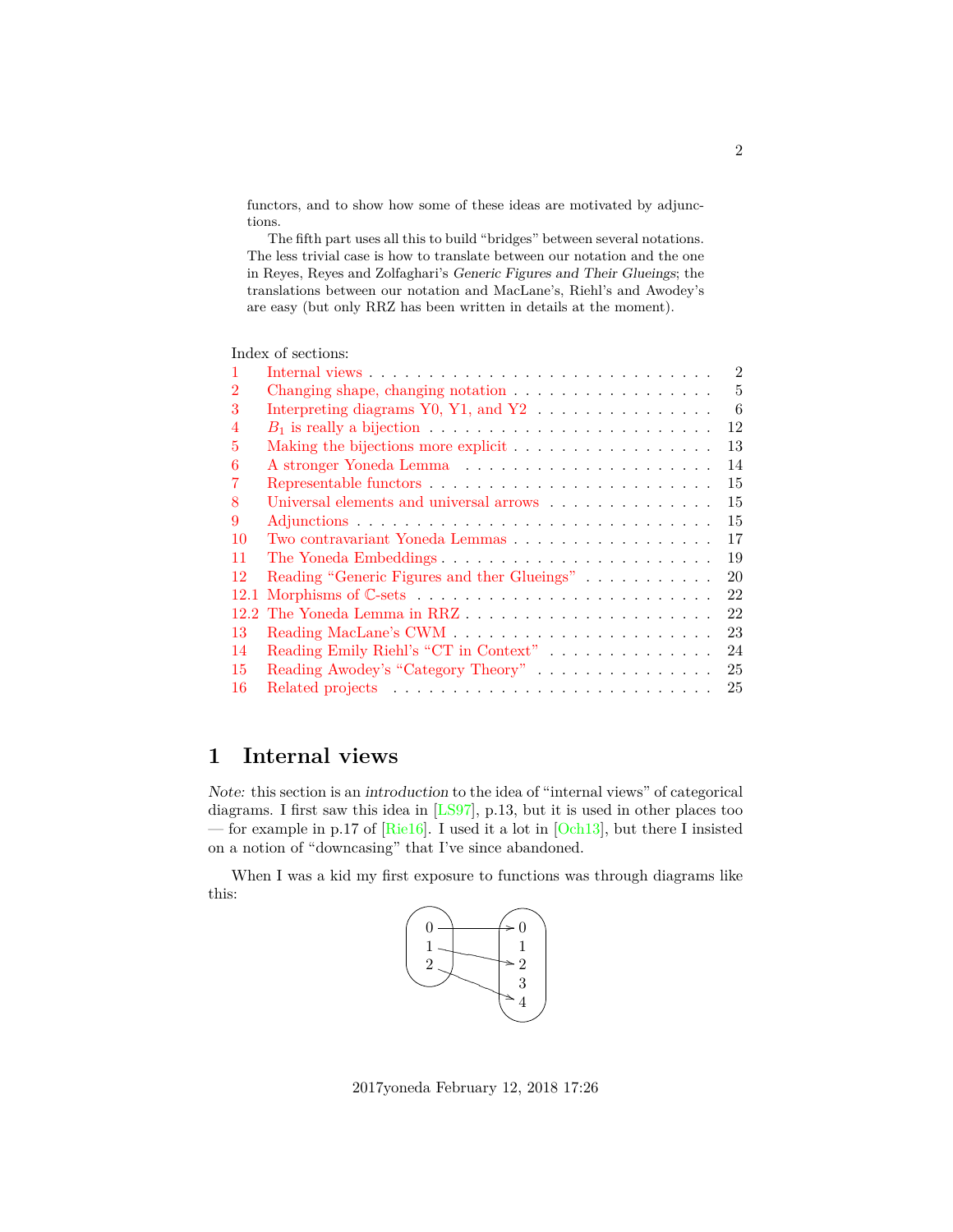functors, and to show how some of these ideas are motivated by adjunctions.

The fifth part uses all this to build "bridges" between several notations. The less trivial case is how to translate between our notation and the one in Reyes, Reyes and Zolfaghari's *Generic Figures and Their Glueings*; the translations between our notation and MacLane's, Riehl's and Awodey's are easy (but only RRZ has been written in details at the moment).

Index of sections:

| | | |
|---|---|---|
| 1 | Internal views | 2 |
| 2 | Changing shape, changing notation | 5 |
| 3 | Interpreting diagrams Y0, Y1, and Y2 | 6 |
| 4 | $B_1$ is really a bijection | 12 |
| 5 | Making the bijections more explicit | 13 |
| 6 | A stronger Yoneda Lemma | 14 |
| 7 | Representable functors | 15 |
| 8 | Universal elements and universal arrows | 15 |
| 9 | Adjunctions | 15 |
| 10 | Two contravariant Yoneda Lemmas | 17 |
| 11 | The Yoneda Embeddings | 19 |
| 12 | Reading "Generic Figures and ther Glueings" | 20 |
| 12.1 | Morphisms of $\mathbb{C}$-sets | 22 |
| 12.2 | The Yoneda Lemma in RRZ | 22 |
| 13 | Reading MacLane's CWM | 23 |
| 14 | Reading Emily Riehl's "CT in Context" | 24 |
| 15 | Reading Awodey's "Category Theory" | 25 |
| 16 | Related projects | 25 |

# 1 Internal views

*Note:* this section is an *introduction* to the idea of "internal views" of categorical diagrams. I first saw this idea in [LS97], p.13, but it is used in other places too — for example in p.17 of [Rie16]. I used it a lot in [Och13], but there I insisted on a notion of "downcasing" that I've since abandoned.

When I was a kid my first exposure to functions was through diagrams like this:

$$\begin{array}{ccc} 0 & \longrightarrow & 0 \\ 1 & \searrow & 1 \\ 2 & \searrow & 2 \\ & & 3 \\ & & 4 \end{array}$$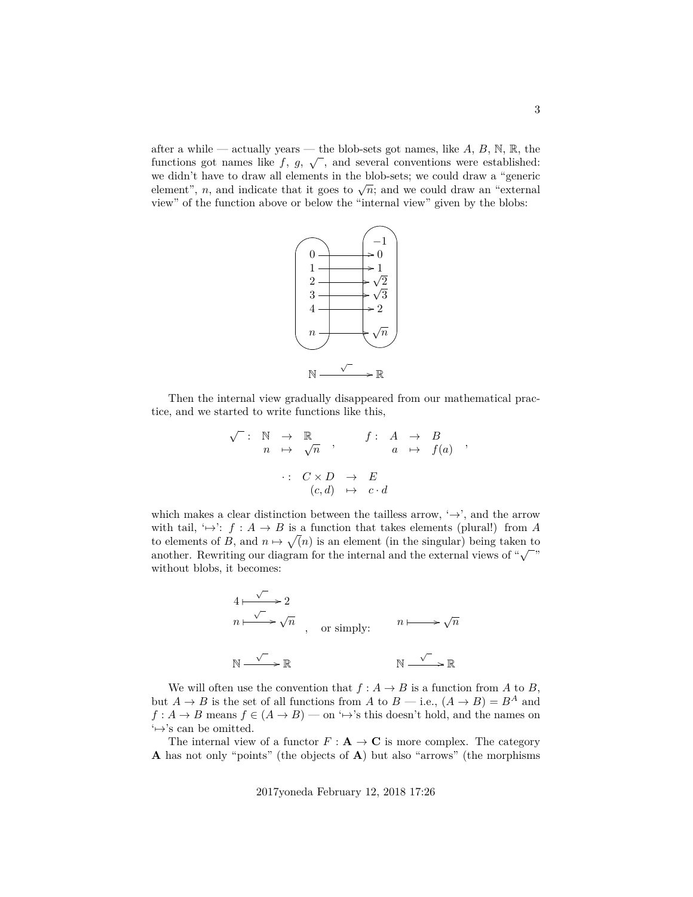after a while — actually years — the blob-sets got names, like $A$, $B$, $\mathbb{N}$, $\mathbb{R}$, the functions got names like $f$, $g$, $\sqrt{\ }$, and several conventions were established: we didn't have to draw all elements in the blob-sets; we could draw a "generic element", $n$, and indicate that it goes to $\sqrt{n}$; and we could draw an "external view" of the function above or below the "internal view" given by the blobs:

$$
\begin{array}{ccc}
 & & -1 \\
0 & \longrightarrow & 0 \\
1 & \longrightarrow & 1 \\
2 & \longrightarrow & \sqrt{2} \\
3 & \longrightarrow & \sqrt{3} \\
4 & \longrightarrow & 2 \\
n & \longrightarrow & \sqrt{n}
\end{array}
$$

$$\mathbb{N} \xrightarrow{\sqrt{\ }} \mathbb{R}$$

Then the internal view gradually disappeared from our mathematical practice, and we started to write functions like this,

$$
\begin{array}{rccc}
\sqrt{\ }: & \mathbb{N} & \to & \mathbb{R} \\
 & n & \mapsto & \sqrt{n}
\end{array}
,\qquad
\begin{array}{rccc}
f: & A & \to & B \\
 & a & \mapsto & f(a)
\end{array}
,
$$

$$
\begin{array}{rccc}
\cdot: & C \times D & \to & E \\
 & (c,d) & \mapsto & c \cdot d
\end{array}
$$

which makes a clear distinction between the tailless arrow, '$\to$', and the arrow with tail, '$\mapsto$': $f : A \to B$ is a function that takes elements (plural!) from $A$ to elements of $B$, and $n \mapsto \sqrt{(n)}$ is an element (in the singular) being taken to another. Rewriting our diagram for the internal and the external views of "$\sqrt{\ }$" without blobs, it becomes:

$$
\begin{array}{c}
4 \overset{\sqrt{\ }}{\longmapsto} 2 \\
n \overset{\sqrt{\ }}{\longmapsto} \sqrt{n} \\
\\
\mathbb{N} \xrightarrow{\sqrt{\ }} \mathbb{R}
\end{array}
\quad , \quad \text{or simply:} \quad
\begin{array}{c}
n \longmapsto \sqrt{n} \\
\\
\mathbb{N} \xrightarrow{\sqrt{\ }} \mathbb{R}
\end{array}
$$

We will often use the convention that $f : A \to B$ is a function from $A$ to $B$, but $A \to B$ is the set of all functions from $A$ to $B$ — i.e., $(A \to B) = B^A$ and $f : A \to B$ means $f \in (A \to B)$ — on '$\mapsto$'s this doesn't hold, and the names on '$\mapsto$'s can be omitted.

The internal view of a functor $F : \mathbf{A} \to \mathbf{C}$ is more complex. The category $\mathbf{A}$ has not only "points" (the objects of $\mathbf{A}$) but also "arrows" (the morphisms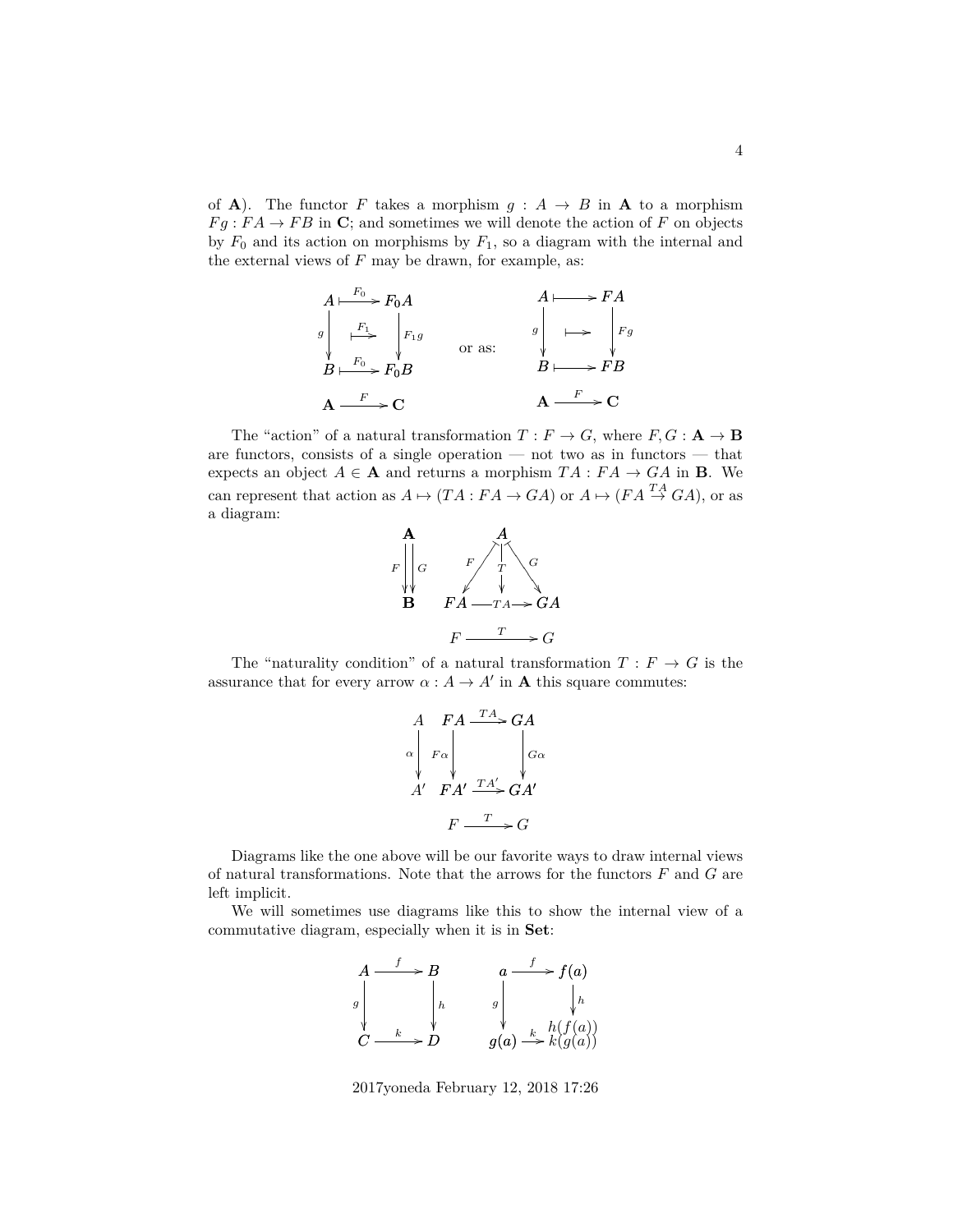of **A**). The functor $F$ takes a morphism $g : A \to B$ in **A** to a morphism $Fg : FA \to FB$ in **C**; and sometimes we will denote the action of $F$ on objects by $F_0$ and its action on morphisms by $F_1$, so a diagram with the internal and the external views of $F$ may be drawn, for example, as:

$$
\begin{array}{ccc}
A & \overset{F_0}{\longmapsto} & F_0 A \\
{\scriptstyle g}\downarrow & \overset{F_1}{\longmapsto} & \downarrow{\scriptstyle F_1 g} \\
B & \overset{F_0}{\longmapsto} & F_0 B \\
\mathbf{A} & \xrightarrow{F} & \mathbf{C}
\end{array}
\qquad \text{or as:} \qquad
\begin{array}{ccc}
A & \longmapsto & FA \\
{\scriptstyle g}\downarrow & \longmapsto & \downarrow{\scriptstyle Fg} \\
B & \longmapsto & FB \\
\mathbf{A} & \xrightarrow{F} & \mathbf{C}
\end{array}
$$

The "action" of a natural transformation $T : F \to G$, where $F, G : \mathbf{A} \to \mathbf{B}$ are functors, consists of a single operation — not two as in functors — that expects an object $A \in \mathbf{A}$ and returns a morphism $TA : FA \to GA$ in **B**. We can represent that action as $A \mapsto (TA : FA \to GA)$ or $A \mapsto (FA \overset{TA}{\to} GA)$, or as a diagram:

$$
\begin{array}{c}
\mathbf{A} \\
{\scriptstyle F}\downarrow\downarrow{\scriptstyle G} \\
\mathbf{B}
\end{array}
\qquad
\begin{array}{ccccc}
 & & A & & \\
 & {\scriptstyle F}\swarrow & \downarrow{\scriptstyle T} & \searrow{\scriptstyle G} & \\
FA & & \xrightarrow{TA} & & GA \\
 & F & \xrightarrow{T} & G &
\end{array}
$$

The "naturality condition" of a natural transformation $T : F \to G$ is the assurance that for every arrow $\alpha : A \to A'$ in **A** this square commutes:

$$
\begin{array}{cccc}
A & FA & \xrightarrow{TA} & GA \\
{\scriptstyle \alpha}\downarrow & {\scriptstyle F\alpha}\downarrow & & \downarrow{\scriptstyle G\alpha} \\
A' & FA' & \xrightarrow{TA'} & GA' \\
 & F & \xrightarrow{T} & G
\end{array}
$$

Diagrams like the one above will be our favorite ways to draw internal views of natural transformations. Note that the arrows for the functors $F$ and $G$ are left implicit.

We will sometimes use diagrams like this to show the internal view of a commutative diagram, especially when it is in **Set**:

$$
\begin{array}{ccc}
A & \xrightarrow{f} & B \\
{\scriptstyle g}\downarrow & & \downarrow{\scriptstyle h} \\
C & \xrightarrow{k} & D
\end{array}
\qquad
\begin{array}{ccc}
a & \xrightarrow{f} & f(a) \\
{\scriptstyle g}\downarrow & & \downarrow{\scriptstyle h} \\
g(a) & \xrightarrow{k} & \begin{array}{c} h(f(a)) \\ k(g(a)) \end{array}
\end{array}
$$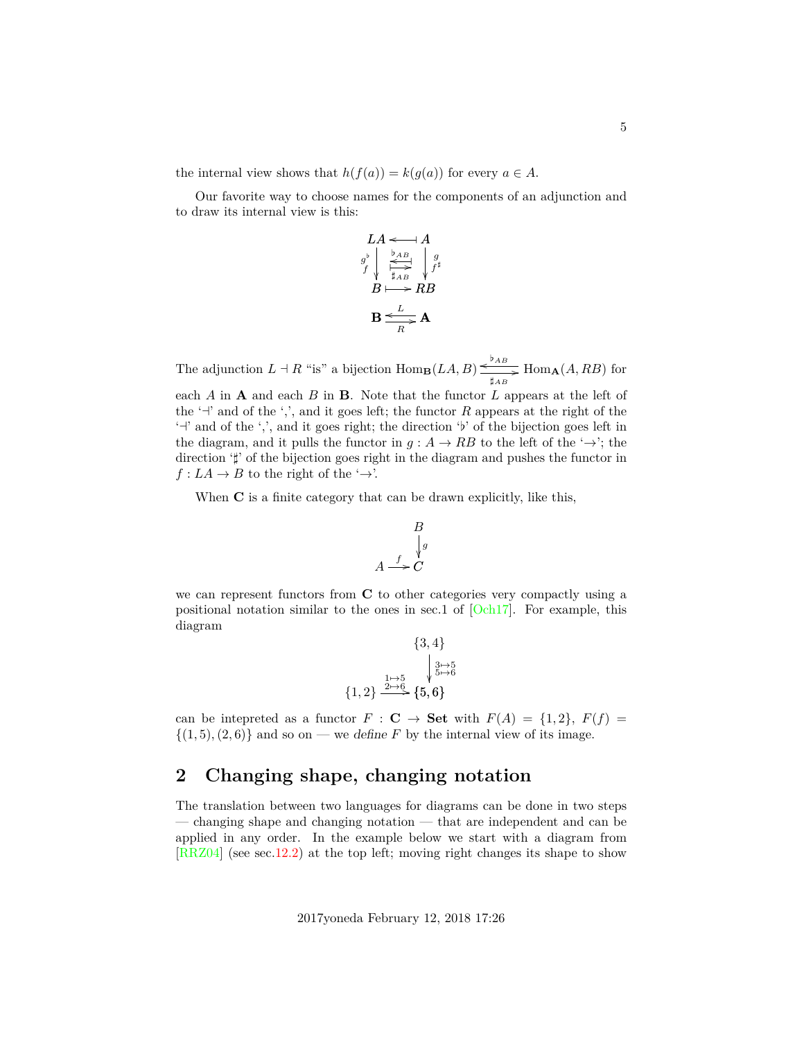the internal view shows that $h(f(a)) = k(g(a))$ for every $a \in A$.

Our favorite way to choose names for the components of an adjunction and to draw its internal view is this:

$$
\begin{array}{ccc}
LA & \longleftarrow\!\!\shortmid & A \\
{\scriptstyle g^\flat}\ {\scriptstyle f}\downarrow & \overset{\flat_{AB}}{\longleftarrow\!\!\shortmid}\ \underset{\sharp_{AB}}{\shortmid\!\!\longrightarrow} & \downarrow {\scriptstyle g}\ {\scriptstyle f^\sharp} \\
B & \shortmid\!\!\longrightarrow & RB
\end{array}
$$

$$
\mathbf{B} \underset{R}{\overset{L}{\rightleftarrows}} \mathbf{A}
$$

The adjunction $L \dashv R$ "is" a bijection $\mathrm{Hom}_{\mathbf{B}}(LA, B) \underset{\sharp_{AB}}{\overset{\flat_{AB}}{\rightleftarrows}} \mathrm{Hom}_{\mathbf{A}}(A, RB)$ for each $A$ in $\mathbf{A}$ and each $B$ in $\mathbf{B}$. Note that the functor $L$ appears at the left of the '$\dashv$' and of the ',', and it goes left; the functor $R$ appears at the right of the '$\dashv$' and of the ',', and it goes right; the direction '$\flat$' of the bijection goes left in the diagram, and it pulls the functor in $g : A \to RB$ to the left of the '$\to$'; the direction '$\sharp$' of the bijection goes right in the diagram and pushes the functor in $f : LA \to B$ to the right of the '$\to$'.

When $\mathbf{C}$ is a finite category that can be drawn explicitly, like this,

$$
\begin{array}{ccc}
 & & B \\
 & & \downarrow {\scriptstyle g} \\
A & \xrightarrow{f} & C
\end{array}
$$

we can represent functors from $\mathbf{C}$ to other categories very compactly using a positional notation similar to the ones in sec.1 of [Och17]. For example, this diagram

$$
\begin{array}{ccc}
 & & \{3,4\} \\
 & & \downarrow {\scriptstyle 3\mapsto 5,\ 5\mapsto 6} \\
\{1,2\} & \xrightarrow{1\mapsto 5,\ 2\mapsto 6} & \{5,6\}
\end{array}
$$

can be intepreted as a functor $F : \mathbf{C} \to \mathbf{Set}$ with $F(A) = \{1, 2\}$, $F(f) = \{(1, 5), (2, 6)\}$ and so on — we *define* $F$ by the internal view of its image.

## 2 Changing shape, changing notation

The translation between two languages for diagrams can be done in two steps — changing shape and changing notation — that are independent and can be applied in any order. In the example below we start with a diagram from [RRZ04] (see sec.12.2) at the top left; moving right changes its shape to show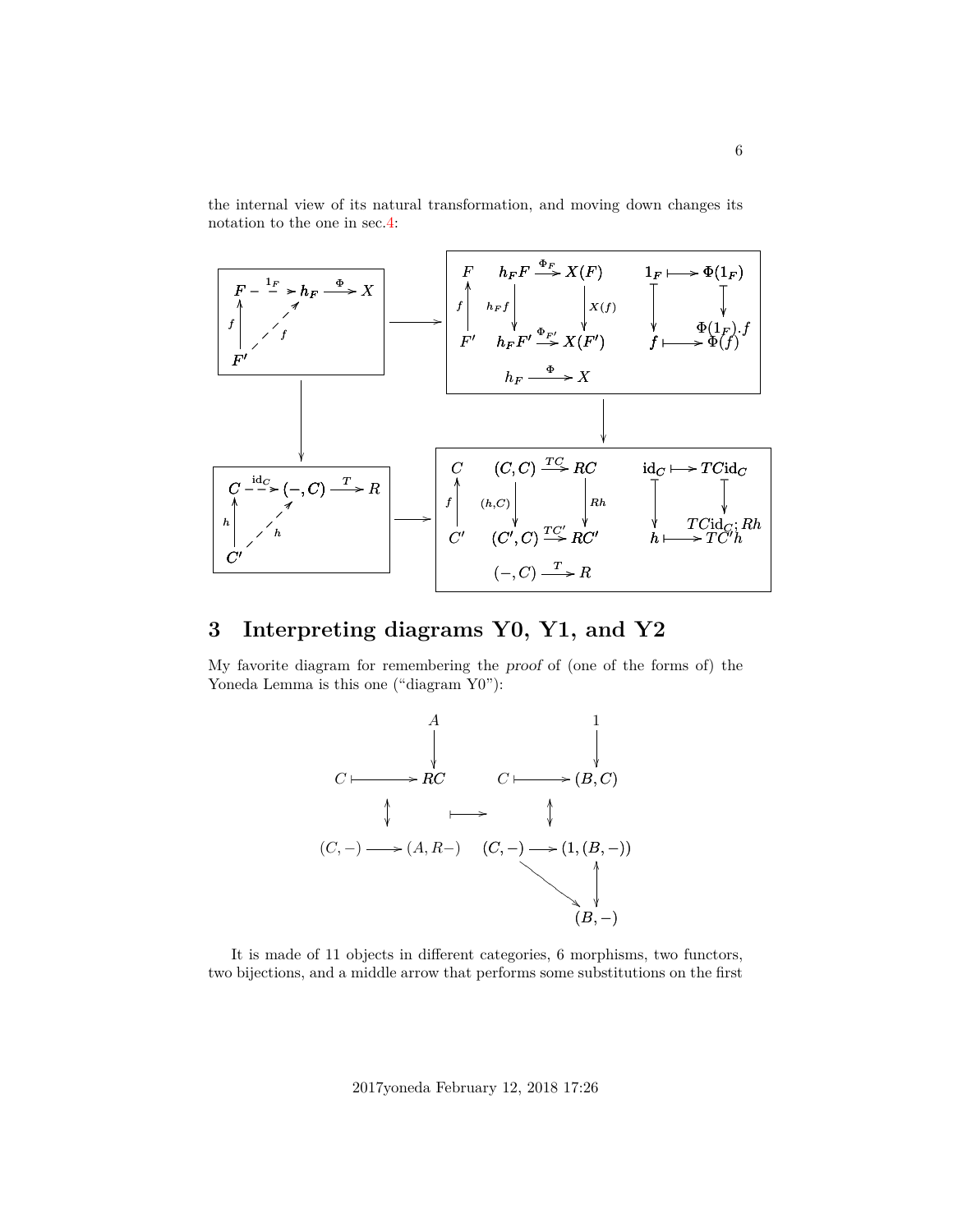the internal view of its natural transformation, and moving down changes its notation to the one in sec.4:

$$
\begin{array}{ccc}
\boxed{\begin{array}{c} F \dashrightarrow^{1_F} h_F \xrightarrow{\Phi} X \\ f\uparrow \quad \nearrow f \\ F' \end{array}} & \longrightarrow & \boxed{\begin{array}{ccc} F & h_F F \xrightarrow{\Phi_F} X(F) & 1_F \longmapsto \Phi(1_F) \\ f\uparrow & h_F f \downarrow \qquad \downarrow X(f) & \downarrow \qquad \downarrow \\ F' & h_F F' \xrightarrow{\Phi_{F'}} X(F') & f \longmapsto \Phi(1_F).f = \Phi(f) \\ & h_F \xrightarrow{\Phi} X & \end{array}} \\
\downarrow & & \downarrow \\
\boxed{\begin{array}{c} C \dashrightarrow^{\mathrm{id}_C} (-,C) \xrightarrow{T} R \\ h\uparrow \quad \nearrow h \\ C' \end{array}} & \longrightarrow & \boxed{\begin{array}{ccc} C & (C,C) \xrightarrow{TC} RC & \mathrm{id}_C \longmapsto TC\mathrm{id}_C \\ f\uparrow & (h,C) \downarrow \qquad \downarrow Rh & \downarrow \qquad \downarrow \\ C' & (C',C) \xrightarrow{TC'} RC' & h \longmapsto TC\mathrm{id}_C;Rh = TC'h \\ & (-,C) \xrightarrow{T} R & \end{array}}
\end{array}
$$

# 3 Interpreting diagrams Y0, Y1, and Y2

My favorite diagram for remembering the *proof* of (one of the forms of) the Yoneda Lemma is this one ("diagram Y0"):

$$
\begin{array}{ccccc}
 & A & & & 1 \\
 & \downarrow & & & \downarrow \\
C & \longmapsto RC & & C & \longmapsto (B,C) \\
 & \updownarrow & \longmapsto & & \updownarrow \\
(C,-) & \longrightarrow (A,R-) & & (C,-) & \longrightarrow (1,(B,-)) \\
 & & & \searrow & \updownarrow \\
 & & & & (B,-)
\end{array}
$$

It is made of 11 objects in different categories, 6 morphisms, two functors, two bijections, and a middle arrow that performs some substitutions on the first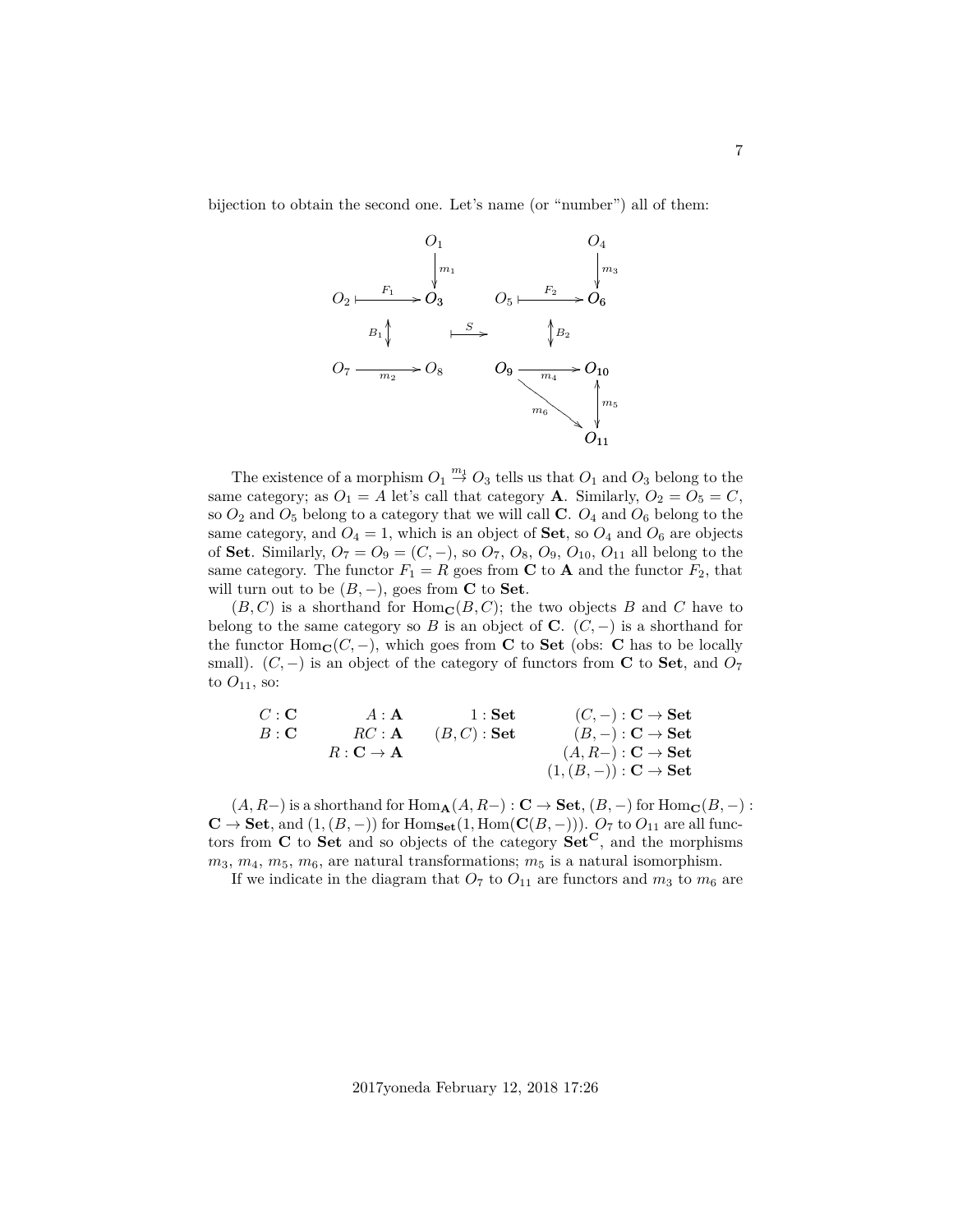bijection to obtain the second one. Let's name (or "number") all of them:

$$
\begin{array}{ccccccc}
 & & O_1 & & & & O_4 \\
 & & \downarrow{\scriptstyle m_1} & & & & \downarrow{\scriptstyle m_3} \\
O_2 & \xmapsto{F_1} & O_3 & & O_5 & \xmapsto{F_2} & O_6 \\
 & {\scriptstyle B_1}\updownarrow & & \xmapsto{S} & & \updownarrow{\scriptstyle B_2} & \\
O_7 & \xrightarrow[m_2]{} & O_8 & & O_9 & \xrightarrow[m_4]{} & O_{10} \\
 & & & & & {\scriptstyle m_6}\searrow & \updownarrow{\scriptstyle m_5} \\
 & & & & & & O_{11}
\end{array}
$$

The existence of a morphism $O_1 \overset{m_1}{\to} O_3$ tells us that $O_1$ and $O_3$ belong to the same category; as $O_1 = A$ let's call that category $\mathbf{A}$. Similarly, $O_2 = O_5 = C$, so $O_2$ and $O_5$ belong to a category that we will call $\mathbf{C}$. $O_4$ and $O_6$ belong to the same category, and $O_4 = 1$, which is an object of $\mathbf{Set}$, so $O_4$ and $O_6$ are objects of $\mathbf{Set}$. Similarly, $O_7 = O_9 = (C, -)$, so $O_7$, $O_8$, $O_9$, $O_{10}$, $O_{11}$ all belong to the same category. The functor $F_1 = R$ goes from $\mathbf{C}$ to $\mathbf{A}$ and the functor $F_2$, that will turn out to be $(B, -)$, goes from $\mathbf{C}$ to $\mathbf{Set}$.

$(B, C)$ is a shorthand for $\mathrm{Hom}_{\mathbf{C}}(B, C)$; the two objects $B$ and $C$ have to belong to the same category so $B$ is an object of $\mathbf{C}$. $(C, -)$ is a shorthand for the functor $\mathrm{Hom}_{\mathbf{C}}(C, -)$, which goes from $\mathbf{C}$ to $\mathbf{Set}$ (obs: $\mathbf{C}$ has to be locally small). $(C, -)$ is an object of the category of functors from $\mathbf{C}$ to $\mathbf{Set}$, and $O_7$ to $O_{11}$, so:

$$
\begin{array}{llll}
C : \mathbf{C} & A : \mathbf{A} & 1 : \mathbf{Set} & (C, -) : \mathbf{C} \to \mathbf{Set} \\
B : \mathbf{C} & RC : \mathbf{A} & (B, C) : \mathbf{Set} & (B, -) : \mathbf{C} \to \mathbf{Set} \\
 & R : \mathbf{C} \to \mathbf{A} & & (A, R-) : \mathbf{C} \to \mathbf{Set} \\
 & & & (1, (B, -)) : \mathbf{C} \to \mathbf{Set}
\end{array}
$$

$(A, R-)$ is a shorthand for $\mathrm{Hom}_{\mathbf{A}}(A, R-) : \mathbf{C} \to \mathbf{Set}$, $(B, -)$ for $\mathrm{Hom}_{\mathbf{C}}(B, -) : \mathbf{C} \to \mathbf{Set}$, and $(1, (B, -))$ for $\mathrm{Hom}_{\mathbf{Set}}(1, \mathrm{Hom}(\mathbf{C}(B, -)))$. $O_7$ to $O_{11}$ are all functors from $\mathbf{C}$ to $\mathbf{Set}$ and so objects of the category $\mathbf{Set}^{\mathbf{C}}$, and the morphisms $m_3$, $m_4$, $m_5$, $m_6$, are natural transformations; $m_5$ is a natural isomorphism.

If we indicate in the diagram that $O_7$ to $O_{11}$ are functors and $m_3$ to $m_6$ are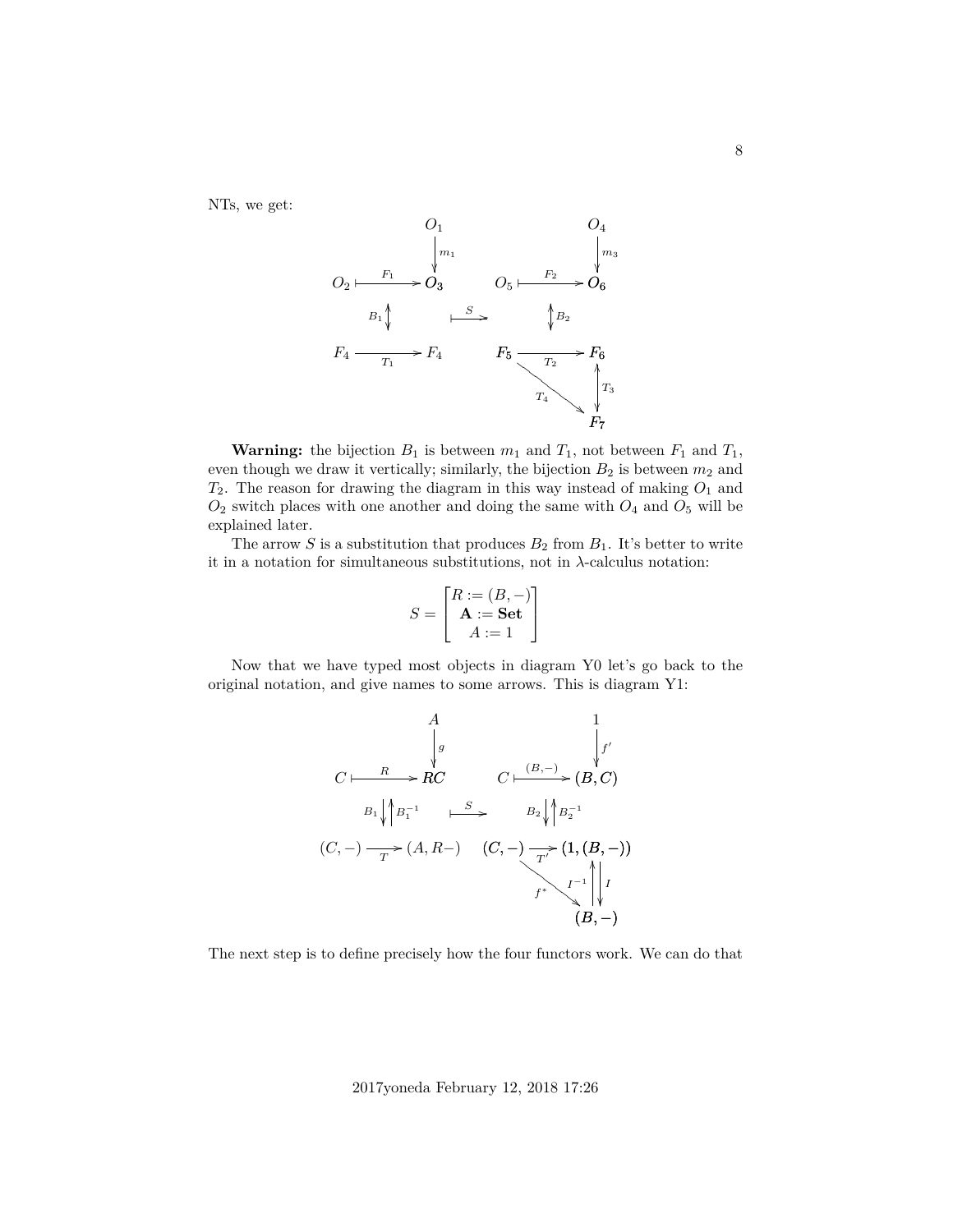NTs, we get:

$$
\begin{array}{ccccccc}
 & & O_1 & & & & O_4 \\
 & & \downarrow{\scriptstyle m_1} & & & & \downarrow{\scriptstyle m_3} \\
O_2 & \overset{F_1}{\longmapsto} & O_3 & & O_5 & \overset{F_2}{\longmapsto} & O_6 \\
 & & {\scriptstyle B_1}\updownarrow & \overset{S}{\longmapsto} & & & \updownarrow{\scriptstyle B_2} \\
F_4 & \underset{T_1}{\longrightarrow} & F_4 & & F_5 & \underset{T_2}{\longrightarrow} & F_6 \\
 & & & & & \underset{T_4}{\searrow} & \uparrow{\scriptstyle T_3} \\
 & & & & & & F_7
\end{array}
$$

**Warning:** the bijection $B_1$ is between $m_1$ and $T_1$, not between $F_1$ and $T_1$, even though we draw it vertically; similarly, the bijection $B_2$ is between $m_2$ and $T_2$. The reason for drawing the diagram in this way instead of making $O_1$ and $O_2$ switch places with one another and doing the same with $O_4$ and $O_5$ will be explained later.

The arrow $S$ is a substitution that produces $B_2$ from $B_1$. It's better to write it in a notation for simultaneous substitutions, not in $\lambda$-calculus notation:

$$
S = \begin{bmatrix} R := (B, -) \\ \mathbf{A} := \mathbf{Set} \\ A := 1 \end{bmatrix}
$$

Now that we have typed most objects in diagram Y0 let's go back to the original notation, and give names to some arrows. This is diagram Y1:

$$
\begin{array}{ccccccc}
 & & A & & & & 1 \\
 & & \downarrow{\scriptstyle g} & & & & \downarrow{\scriptstyle f'} \\
C & \overset{R}{\longmapsto} & RC & & C & \overset{(B,-)}{\longmapsto} & (B, C) \\
 & & {\scriptstyle B_1}\downarrow\uparrow{\scriptstyle B_1^{-1}} & \overset{S}{\longmapsto} & & & {\scriptstyle B_2}\downarrow\uparrow{\scriptstyle B_2^{-1}} \\
(C, -) & \underset{T}{\longrightarrow} & (A, R-) & & (C, -) & \underset{T'}{\longrightarrow} & (1, (B, -)) \\
 & & & & & \underset{f^*}{\searrow} & {\scriptstyle I^{-1}}\uparrow\downarrow{\scriptstyle I} \\
 & & & & & & (B, -)
\end{array}
$$

The next step is to define precisely how the four functors work. We can do that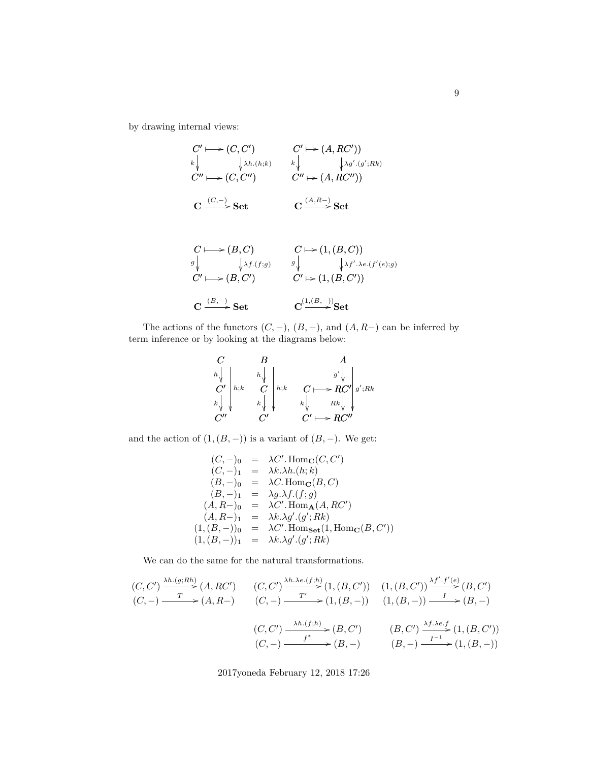by drawing internal views:

$$
\begin{array}{ccc}
C' & \longmapsto & (C, C') \\
{\scriptstyle k}\downarrow & & \downarrow{\scriptstyle \lambda h.(h;k)} \\
C'' & \longmapsto & (C, C'')
\end{array}
\qquad
\begin{array}{ccc}
C' & \mapsto & (A, RC')) \\
{\scriptstyle k}\downarrow & & \downarrow{\scriptstyle \lambda g'.(g';Rk)} \\
C'' & \mapsto & (A, RC''))
\end{array}
$$

$$
\mathbf{C} \xrightarrow{(C,-)} \mathbf{Set} \qquad \mathbf{C} \xrightarrow{(A,R-)} \mathbf{Set}
$$

$$
\begin{array}{ccc}
C & \longmapsto & (B, C) \\
{\scriptstyle g}\downarrow & & \downarrow{\scriptstyle \lambda f.(f;g)} \\
C' & \longmapsto & (B, C')
\end{array}
\qquad
\begin{array}{ccc}
C & \mapsto & (1, (B, C)) \\
{\scriptstyle g}\downarrow & & \downarrow{\scriptstyle \lambda f'.\lambda e.(f'(e);g)} \\
C' & \mapsto & (1, (B, C'))
\end{array}
$$

$$
\mathbf{C} \xrightarrow{(B,-)} \mathbf{Set} \qquad \mathbf{C} \xrightarrow{(1,(B,-))} \mathbf{Set}
$$

The actions of the functors $(C, -)$, $(B, -)$, and $(A, R-)$ can be inferred by term inference or by looking at the diagrams below:

$$
\begin{array}{c}
C \\
{\scriptstyle h}\downarrow \\
C' \\
{\scriptstyle k}\downarrow \\
C''
\end{array}
\ {\scriptstyle h;k}
\qquad
\begin{array}{c}
B \\
{\scriptstyle h}\downarrow \\
C \\
{\scriptstyle k}\downarrow \\
C'
\end{array}
\ {\scriptstyle h;k}
\qquad
\begin{array}{ccc}
 & & A \\
 & & \downarrow{\scriptstyle g'} \\
C & \longmapsto & RC' \\
{\scriptstyle k}\downarrow & & \downarrow{\scriptstyle Rk} \\
C' & \longmapsto & RC''
\end{array}
\ {\scriptstyle g';Rk}
$$

and the action of $(1, (B, -))$ is a variant of $(B, -)$. We get:

$$
\begin{array}{rcl}
(C, -)_0 & = & \lambda C'.\, \mathrm{Hom}_{\mathbf{C}}(C, C') \\
(C, -)_1 & = & \lambda k.\lambda h.(h; k) \\
(B, -)_0 & = & \lambda C.\, \mathrm{Hom}_{\mathbf{C}}(B, C) \\
(B, -)_1 & = & \lambda g.\lambda f.(f; g) \\
(A, R-)_0 & = & \lambda C'.\, \mathrm{Hom}_{\mathbf{A}}(A, RC') \\
(A, R-)_1 & = & \lambda k.\lambda g'.(g'; Rk) \\
(1, (B, -))_0 & = & \lambda C'.\, \mathrm{Hom}_{\mathbf{Set}}(1, \mathrm{Hom}_{\mathbf{C}}(B, C')) \\
(1, (B, -))_1 & = & \lambda k.\lambda g'.(g'; Rk)
\end{array}
$$

We can do the same for the natural transformations.

$$
\begin{array}{c}
(C, C') \xrightarrow{\lambda h.(g;Rh)} (A, RC') \\
(C, -) \xrightarrow{\quad T \quad} (A, R-)
\end{array}
\qquad
\begin{array}{c}
(C, C') \xrightarrow{\lambda h.\lambda e.(f;h)} (1, (B, C')) \\
(C, -) \xrightarrow{\quad T' \quad} (1, (B, -))
\end{array}
\qquad
\begin{array}{c}
(1, (B, C')) \xrightarrow{\lambda f'.f'(e)} (B, C') \\
(1, (B, -)) \xrightarrow{\quad I \quad} (B, -)
\end{array}
$$

$$
\begin{array}{c}
(C, C') \xrightarrow{\lambda h.(f;h)} (B, C') \\
(C, -) \xrightarrow{\quad f^* \quad} (B, -)
\end{array}
\qquad
\begin{array}{c}
(B, C') \xrightarrow{\lambda f.\lambda e.f} (1, (B, C')) \\
(B, -) \xrightarrow{\quad I^{-1} \quad} (1, (B, -))
\end{array}
$$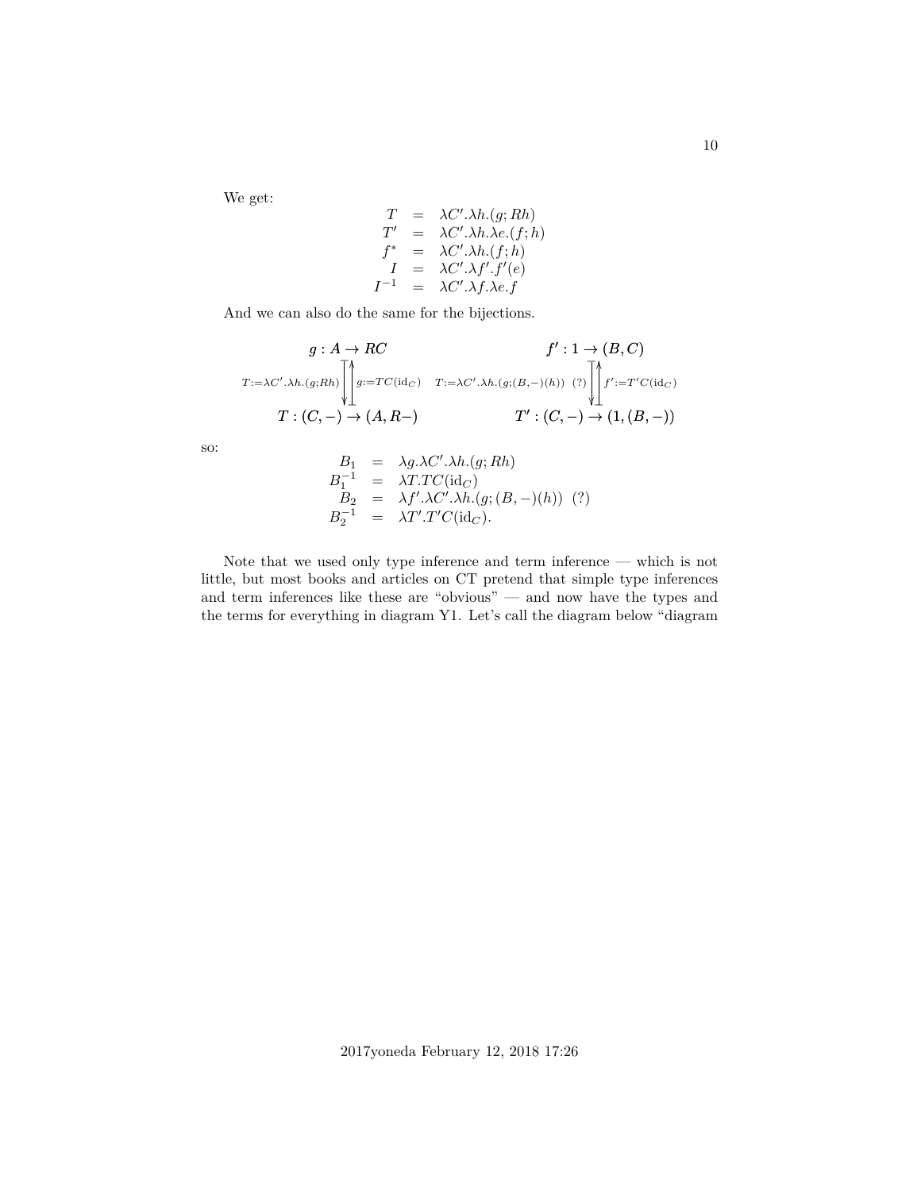We get:

$$
\begin{array}{rcl}
T & = & \lambda C'.\lambda h.(g; Rh) \\
T' & = & \lambda C'.\lambda h.\lambda e.(f; h) \\
f^* & = & \lambda C'.\lambda h.(f; h) \\
I & = & \lambda C'.\lambda f'.f'(e) \\
I^{-1} & = & \lambda C'.\lambda f.\lambda e.f
\end{array}
$$

And we can also do the same for the bijections.

$$
\begin{array}{ccc}
g : A \to RC & \qquad & f' : 1 \to (B, C) \\
{\scriptstyle T := \lambda C'.\lambda h.(g;Rh)} \Big\downarrow \Big\uparrow {\scriptstyle g := TC(\mathrm{id}_C)} & \qquad & {\scriptstyle T := \lambda C'.\lambda h.(g;(B,-)(h)) \ (?)} \Big\downarrow \Big\uparrow {\scriptstyle f' := T'C(\mathrm{id}_C)} \\
T : (C, -) \to (A, R-) & \qquad & T' : (C, -) \to (1, (B, -))
\end{array}
$$

so:

$$
\begin{array}{rcl}
B_1 & = & \lambda g.\lambda C'.\lambda h.(g; Rh) \\
B_1^{-1} & = & \lambda T.TC(\mathrm{id}_C) \\
B_2 & = & \lambda f'.\lambda C'.\lambda h.(g; (B, -)(h)) \ \ (?) \\
B_2^{-1} & = & \lambda T'.T'C(\mathrm{id}_C).
\end{array}
$$

Note that we used only type inference and term inference — which is not little, but most books and articles on CT pretend that simple type inferences and term inferences like these are "obvious" — and now have the types and the terms for everything in diagram Y1. Let's call the diagram below "diagram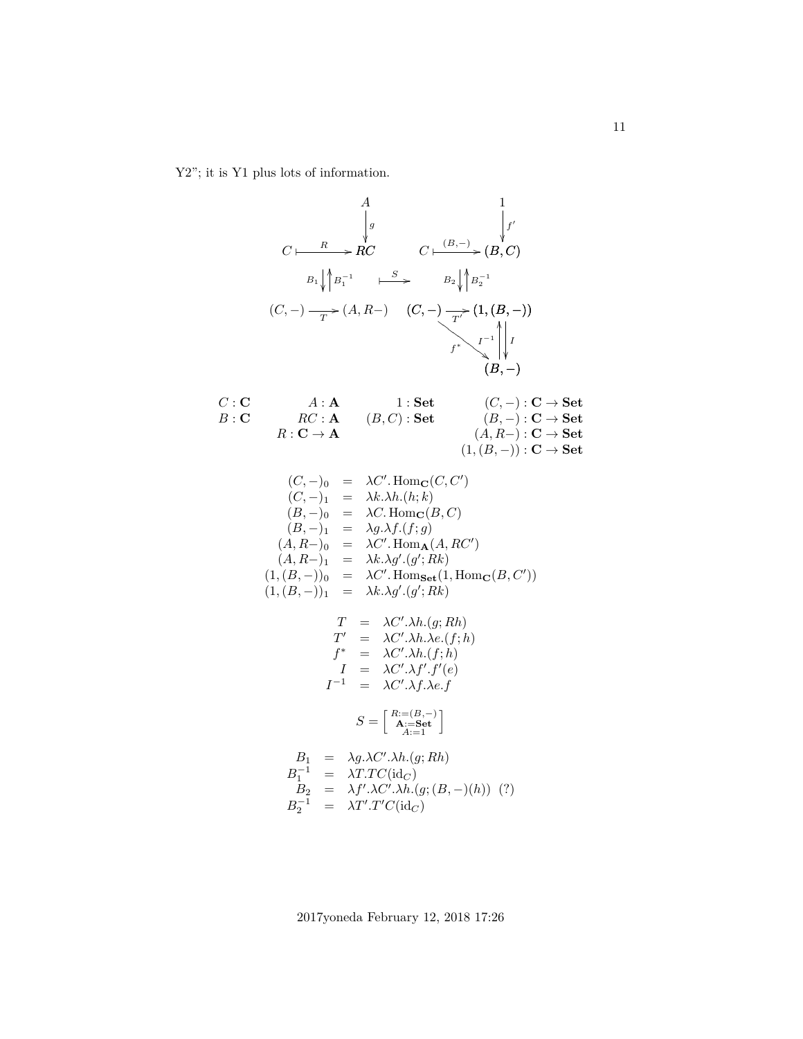Y2"; it is Y1 plus lots of information.

$$
\begin{array}{ccccc}
 & A & & & 1 \\
 & \downarrow g & & & \downarrow f' \\
C \stackrel{R}{\longmapsto} & RC & & C \stackrel{(B,-)}{\longmapsto} & (B,C) \\
 B_1 \downarrow \uparrow B_1^{-1} & & \stackrel{S}{\longmapsto} & & B_2 \downarrow \uparrow B_2^{-1} \\
(C,-) \xrightarrow{T} & (A,R-) & & (C,-) \xrightarrow{T'} & (1,(B,-)) \\
 & & & \searrow f^* & I^{-1} \uparrow \downarrow I \\
 & & & & (B,-)
\end{array}
$$

| | | | |
|---|---|---|---|
| $C : \mathbf{C}$ | $A : \mathbf{A}$ | $1 : \mathbf{Set}$ | $(C,-) : \mathbf{C} \to \mathbf{Set}$ |
| $B : \mathbf{C}$ | $RC : \mathbf{A}$ | $(B,C) : \mathbf{Set}$ | $(B,-) : \mathbf{C} \to \mathbf{Set}$ |
| | $R : \mathbf{C} \to \mathbf{A}$ | | $(A,R-) : \mathbf{C} \to \mathbf{Set}$ |
| | | | $(1,(B,-)) : \mathbf{C} \to \mathbf{Set}$ |

$$
\begin{array}{rcl}
(C,-)_0 & = & \lambda C'.\operatorname{Hom}_{\mathbf{C}}(C,C') \\
(C,-)_1 & = & \lambda k.\lambda h.(h;k) \\
(B,-)_0 & = & \lambda C.\operatorname{Hom}_{\mathbf{C}}(B,C) \\
(B,-)_1 & = & \lambda g.\lambda f.(f;g) \\
(A,R-)_0 & = & \lambda C'.\operatorname{Hom}_{\mathbf{A}}(A,RC') \\
(A,R-)_1 & = & \lambda k.\lambda g'.(g';Rk) \\
(1,(B,-))_0 & = & \lambda C'.\operatorname{Hom}_{\mathbf{Set}}(1,\operatorname{Hom}_{\mathbf{C}}(B,C')) \\
(1,(B,-))_1 & = & \lambda k.\lambda g'.(g';Rk)
\end{array}
$$

$$
\begin{array}{rcl}
T & = & \lambda C'.\lambda h.(g;Rh) \\
T' & = & \lambda C'.\lambda h.\lambda e.(f;h) \\
f^* & = & \lambda C'.\lambda h.(f;h) \\
I & = & \lambda C'.\lambda f'.f'(e) \\
I^{-1} & = & \lambda C'.\lambda f.\lambda e.f
\end{array}
$$

$$
S = \begin{bmatrix} R:=(B,-) \\ \mathbf{A}:=\mathbf{Set} \\ A:=1 \end{bmatrix}
$$

$$
\begin{array}{rcl}
B_1 & = & \lambda g.\lambda C'.\lambda h.(g;Rh) \\
B_1^{-1} & = & \lambda T.TC(\mathrm{id}_C) \\
B_2 & = & \lambda f'.\lambda C'.\lambda h.(g;(B,-)(h)) \quad (?) \\
B_2^{-1} & = & \lambda T'.T'C(\mathrm{id}_C)
\end{array}
$$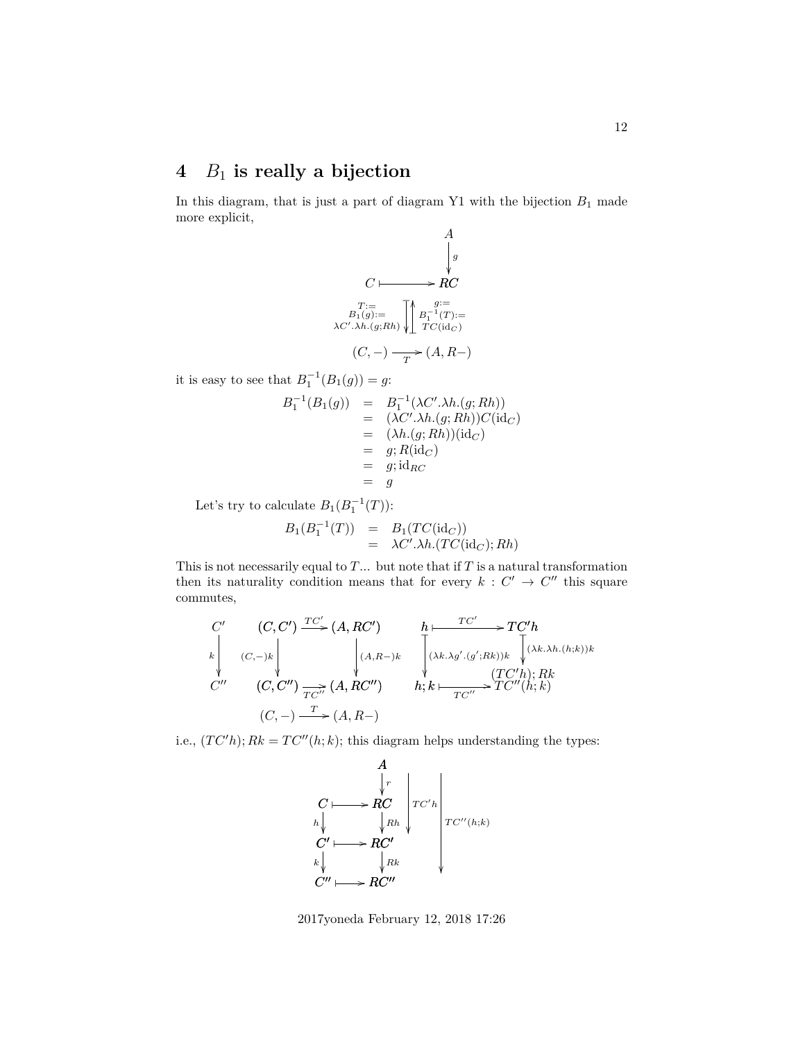## 4 $B_1$ is really a bijection

In this diagram, that is just a part of diagram Y1 with the bijection $B_1$ made more explicit,

$$
\begin{array}{ccc}
 & & A \\
 & & \downarrow g \\
C & \longmapsto & RC \\
 & T := B_1(g) := \lambda C'.\lambda h.(g; Rh) \;\downarrow\; \uparrow\; g := B_1^{-1}(T) := TC(\mathrm{id}_C) & \\
(C,-) & \xrightarrow[T]{} & (A, R-)
\end{array}
$$

it is easy to see that $B_1^{-1}(B_1(g)) = g$:

$$
\begin{array}{rcl}
B_1^{-1}(B_1(g)) & = & B_1^{-1}(\lambda C'.\lambda h.(g; Rh)) \\
 & = & (\lambda C'.\lambda h.(g; Rh))C(\mathrm{id}_C) \\
 & = & (\lambda h.(g; Rh))(\mathrm{id}_C) \\
 & = & g; R(\mathrm{id}_C) \\
 & = & g; \mathrm{id}_{RC} \\
 & = & g
\end{array}
$$

Let's try to calculate $B_1(B_1^{-1}(T))$:

$$
\begin{array}{rcl}
B_1(B_1^{-1}(T)) & = & B_1(TC(\mathrm{id}_C)) \\
 & = & \lambda C'.\lambda h.(TC(\mathrm{id}_C); Rh)
\end{array}
$$

This is not necessarily equal to $T$... but note that if $T$ is a natural transformation then its naturality condition means that for every $k : C' \to C''$ this square commutes,

$$
\begin{array}{ccccccc}
C' & (C, C') & \xrightarrow{TC'} & (A, RC') & h & \xmapsto{TC'} & TC'h \\
k \downarrow & (C,-)k \downarrow & & \downarrow (A,R-)k & (\lambda k.\lambda g'.(g'; Rk))k \downarrow & & \downarrow (\lambda k.\lambda h.(h;k))k \\
C'' & (C, C'') & \xrightarrow[TC'']{} & (A, RC'') & h;k & \xmapsto[TC'']{} & \begin{array}{c}(TC'h); Rk \\ TC''(h;k)\end{array} \\
 & (C,-) & \xrightarrow{T} & (A, R-) & & &
\end{array}
$$

i.e., $(TC'h); Rk = TC''(h;k)$; this diagram helps understanding the types:

$$
\begin{array}{ccc}
 & & A \\
 & & \downarrow r \\
C & \longmapsto & RC \\
h \downarrow & & \downarrow Rh \\
C' & \longmapsto & RC' \\
k \downarrow & & \downarrow Rk \\
C'' & \longmapsto & RC''
\end{array}
\qquad TC'h : A \to RC', \quad TC''(h;k) : A \to RC''
$$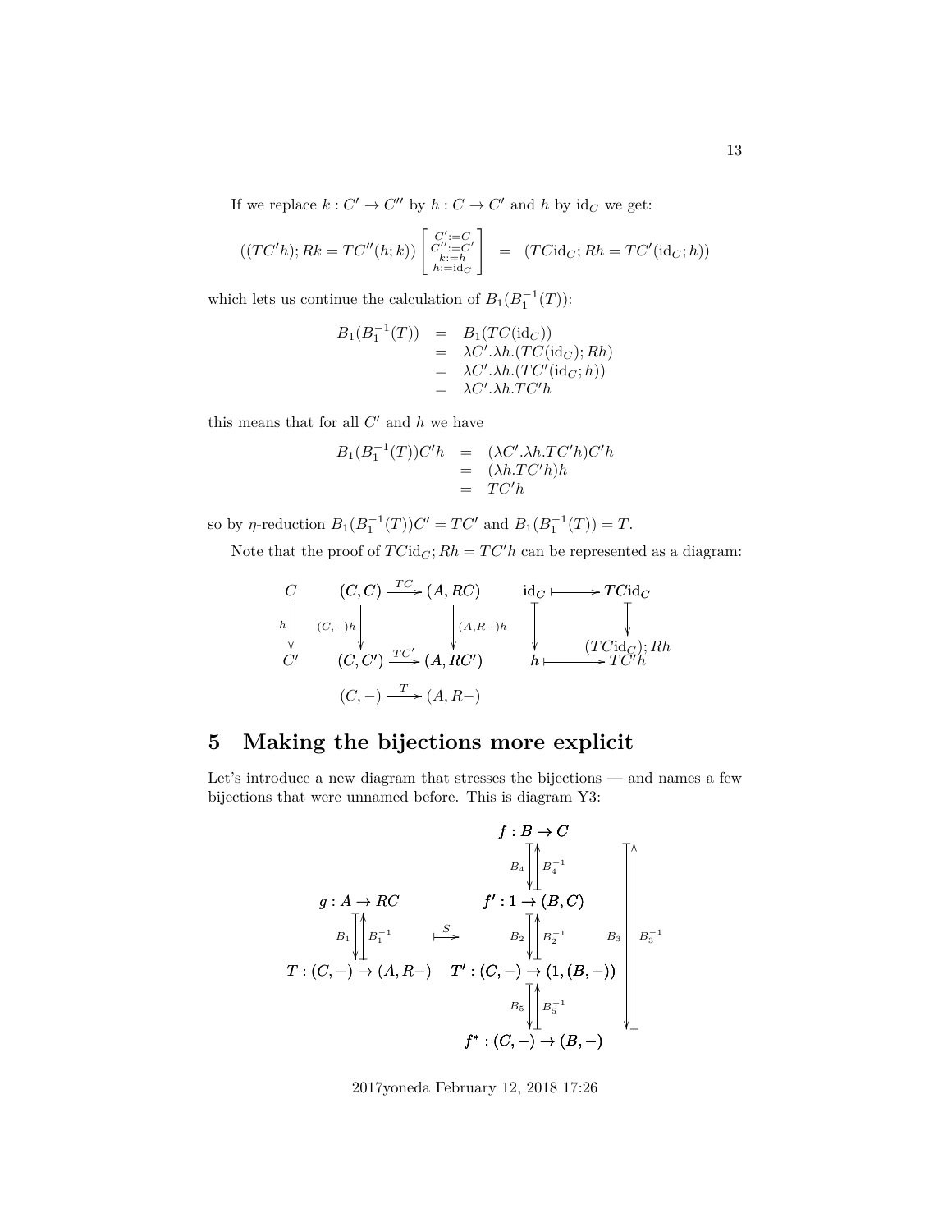If we replace $k : C' \to C''$ by $h : C \to C'$ and $h$ by $\mathrm{id}_C$ we get:

$$((TC'h); Rk = TC''(h;k)) \begin{bmatrix} C' := C \\ C'' := C' \\ k := h \\ h := \mathrm{id}_C \end{bmatrix} \quad = \quad (TC\mathrm{id}_C; Rh = TC'(\mathrm{id}_C; h))$$

which lets us continue the calculation of $B_1(B_1^{-1}(T))$:

$$\begin{array}{rcl} B_1(B_1^{-1}(T)) & = & B_1(TC(\mathrm{id}_C)) \\ & = & \lambda C'.\lambda h.(TC(\mathrm{id}_C); Rh) \\ & = & \lambda C'.\lambda h.(TC'(\mathrm{id}_C; h)) \\ & = & \lambda C'.\lambda h.TC'h \end{array}$$

this means that for all $C'$ and $h$ we have

$$\begin{array}{rcl} B_1(B_1^{-1}(T))C'h & = & (\lambda C'.\lambda h.TC'h)C'h \\ & = & (\lambda h.TC'h)h \\ & = & TC'h \end{array}$$

so by $\eta$-reduction $B_1(B_1^{-1}(T))C' = TC'$ and $B_1(B_1^{-1}(T)) = T$.

Note that the proof of $TC\mathrm{id}_C; Rh = TC'h$ can be represented as a diagram:

$$\begin{array}{ccccccc} C & & (C,C) & \xrightarrow{TC} & (A,RC) & & \mathrm{id}_C \longmapsto TC\mathrm{id}_C \\ {\scriptstyle h}\downarrow & & {\scriptstyle (C,-)h}\downarrow & & \downarrow{\scriptstyle (A,R-)h} & & \downarrow \qquad\qquad \downarrow \\ C' & & (C,C') & \xrightarrow{TC'} & (A,RC') & & h \longmapsto (TC\mathrm{id}_C); Rh = TC'h \\ & & (C,-) & \xrightarrow{T} & (A,R-) & & \end{array}$$

## 5 Making the bijections more explicit

Let's introduce a new diagram that stresses the bijections — and names a few bijections that were unnamed before. This is diagram Y3:

$$\begin{array}{ccc} & & f : B \to C \\ & & B_4 \downarrow \uparrow B_4^{-1} \\ g : A \to RC & & f' : 1 \to (B,C) \\ B_1 \downarrow \uparrow B_1^{-1} & \overset{S}{\longmapsto} & B_2 \downarrow \uparrow B_2^{-1} \qquad B_3 \downarrow \uparrow B_3^{-1} \\ T : (C,-) \to (A,R-) & & T' : (C,-) \to (1,(B,-)) \\ & & B_5 \downarrow \uparrow B_5^{-1} \\ & & f^* : (C,-) \to (B,-) \end{array}$$

(Here $B_3$ and $B_3^{-1}$ connect $f : B \to C$ directly with $f^* : (C,-) \to (B,-)$.)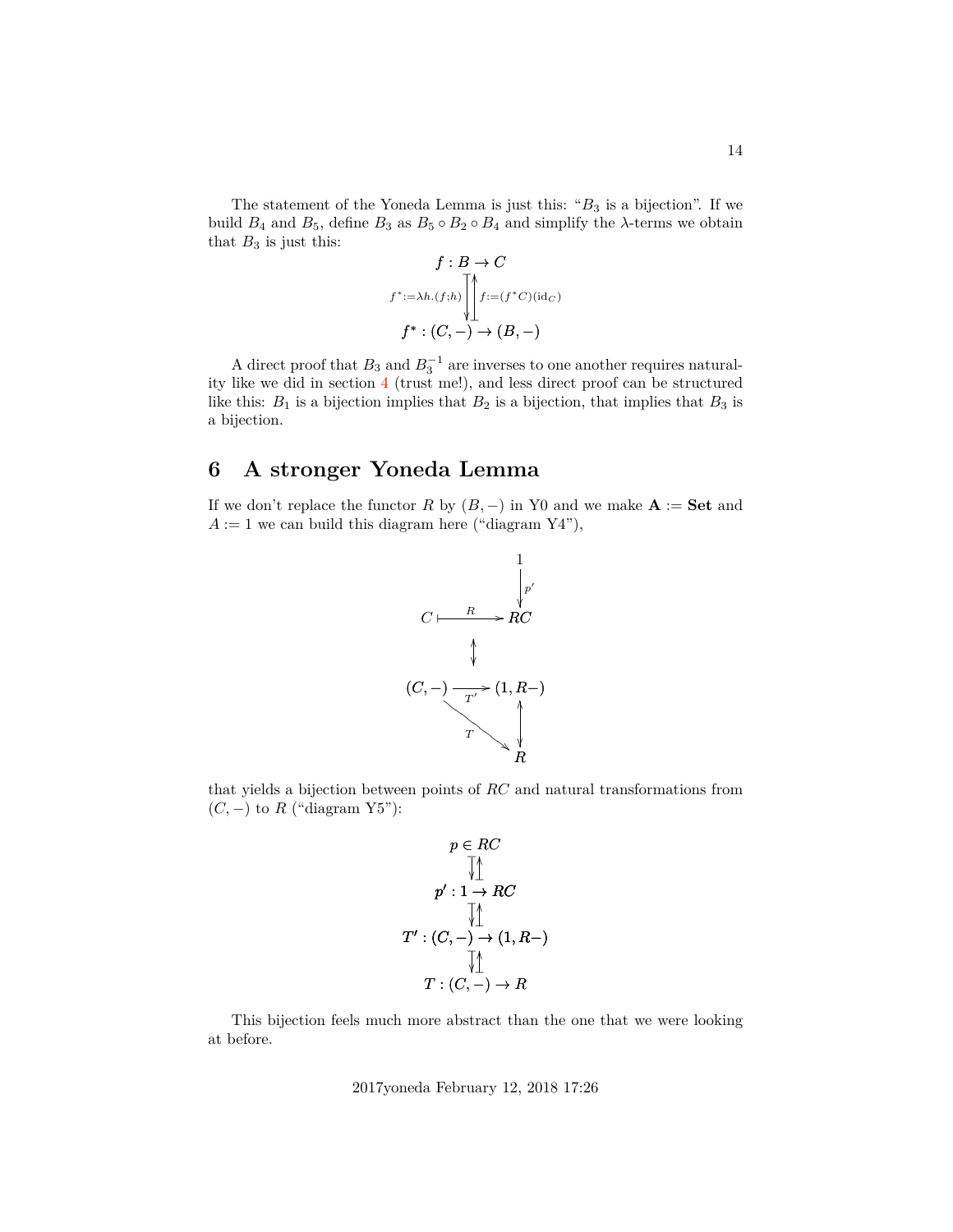The statement of the Yoneda Lemma is just this: "$B_3$ is a bijection". If we build $B_4$ and $B_5$, define $B_3$ as $B_5 \circ B_2 \circ B_4$ and simplify the $\lambda$-terms we obtain that $B_3$ is just this:

$$
\begin{array}{c}
f : B \to C \\
{\scriptstyle f^* := \lambda h.(f;h)} \Big\downarrow \Big\uparrow {\scriptstyle f := (f^* C)(\mathrm{id}_C)} \\
f^* : (C, -) \to (B, -)
\end{array}
$$

A direct proof that $B_3$ and $B_3^{-1}$ are inverses to one another requires naturality like we did in section 4 (trust me!), and less direct proof can be structured like this: $B_1$ is a bijection implies that $B_2$ is a bijection, that implies that $B_3$ is a bijection.

# 6 A stronger Yoneda Lemma

If we don't replace the functor $R$ by $(B, -)$ in Y0 and we make $\mathbf{A} := \mathbf{Set}$ and $A := 1$ we can build this diagram here ("diagram Y4"),

$$
\begin{array}{ccc}
 & & 1 \\
 & & \downarrow {\scriptstyle p'} \\
C & \overset{R}{\longmapsto} & RC \\
 & \updownarrow & \\
(C, -) & \underset{T'}{\longrightarrow} & (1, R-) \\
 & {\scriptstyle T} \searrow & \updownarrow \\
 & & R
\end{array}
$$

that yields a bijection between points of $RC$ and natural transformations from $(C, -)$ to $R$ ("diagram Y5"):

$$
\begin{array}{c}
p \in RC \\
\downarrow\uparrow \\
p' : 1 \to RC \\
\downarrow\uparrow \\
T' : (C, -) \to (1, R-) \\
\downarrow\uparrow \\
T : (C, -) \to R
\end{array}
$$

This bijection feels much more abstract than the one that we were looking at before.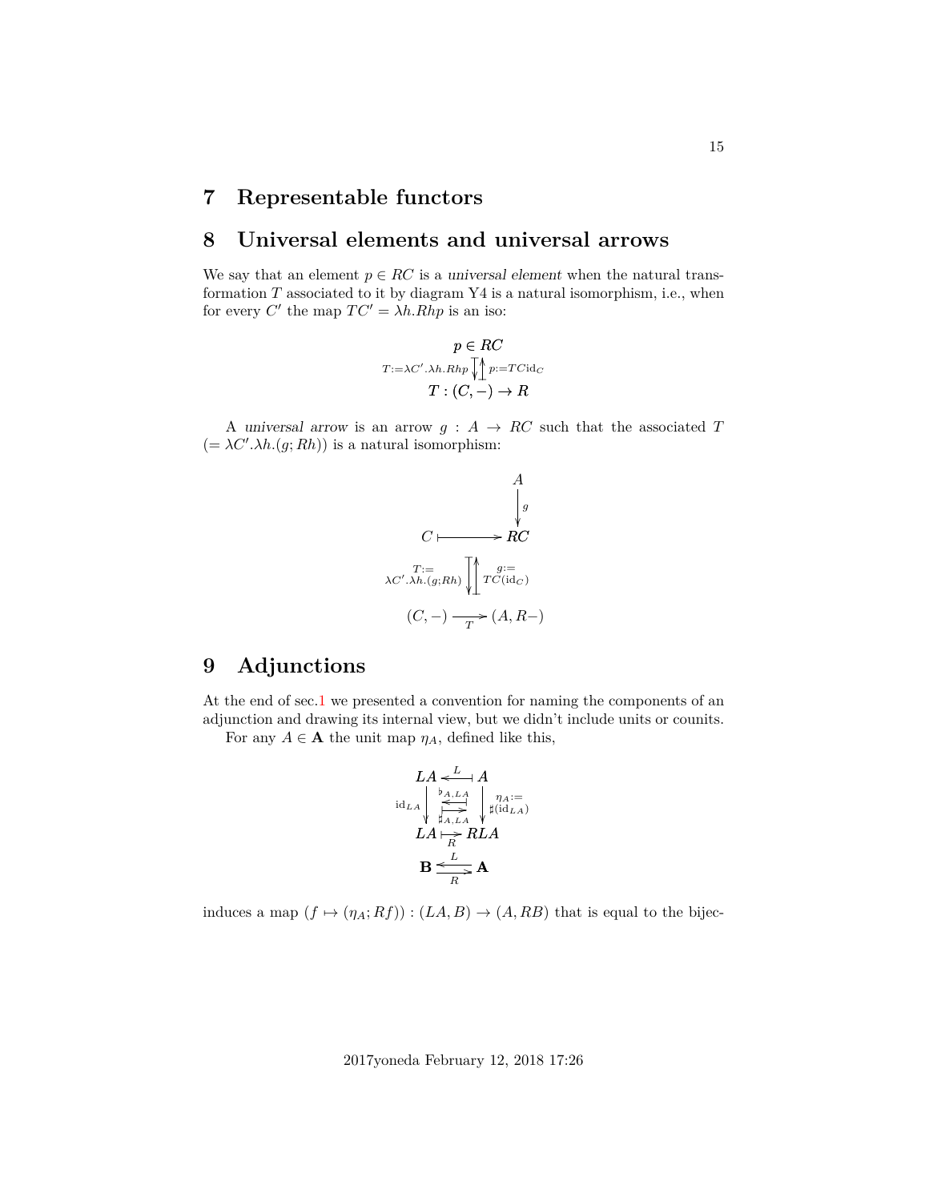# 7 Representable functors

# 8 Universal elements and universal arrows

We say that an element $p \in RC$ is a *universal element* when the natural transformation $T$ associated to it by diagram Y4 is a natural isomorphism, i.e., when for every $C'$ the map $TC' = \lambda h.Rhp$ is an iso:

$$
\begin{array}{c}
p \in RC \\
{\scriptstyle T:=\lambda C'.\lambda h.Rhp} \big\downarrow \big\uparrow {\scriptstyle p:=TC\mathrm{id}_C} \\
T : (C, -) \to R
\end{array}
$$

A *universal arrow* is an arrow $g : A \to RC$ such that the associated $T$ $(= \lambda C'.\lambda h.(g; Rh))$ is a natural isomorphism:

$$
\begin{array}{ccc}
 & & A \\
 & & \big\downarrow {\scriptstyle g} \\
C & \longmapsto & RC \\
 & {\scriptstyle T:= \lambda C'.\lambda h.(g;Rh)} \big\downarrow \big\uparrow {\scriptstyle g:= TC(\mathrm{id}_C)} & \\
 & (C, -) \xrightarrow[T]{} (A, R-) &
\end{array}
$$

# 9 Adjunctions

At the end of sec.1 we presented a convention for naming the components of an adjunction and drawing its internal view, but we didn't include units or counits.

For any $A \in \mathbf{A}$ the unit map $\eta_A$, defined like this,

$$
\begin{array}{ccc}
LA & \xleftarrow{L} & A \\
{\scriptstyle \mathrm{id}_{LA}} \big\downarrow & \overset{\flat_{A,LA}}{\longleftarrow} \; \underset{\sharp_{A,LA}}{\longrightarrow} & \big\downarrow {\scriptstyle \eta_A := \sharp(\mathrm{id}_{LA})} \\
LA & \xrightarrow[R]{} & RLA \\
\mathbf{B} & \underset{R}{\overset{L}{\rightleftarrows}} & \mathbf{A}
\end{array}
$$

induces a map $(f \mapsto (\eta_A; Rf)) : (LA, B) \to (A, RB)$ that is equal to the bijec-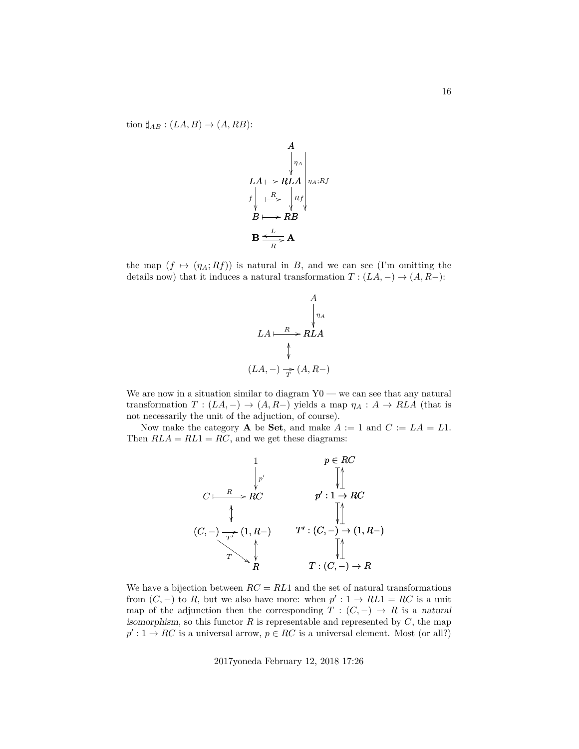tion $\sharp_{AB} : (LA, B) \to (A, RB)$:

$$
\begin{array}{ccccl}
 & & A & & \\
 & & \downarrow \eta_A & & \\
LA & \mapsto & RLA & & \eta_A;Rf \\
f \downarrow & \overset{R}{\mapsto} & \downarrow Rf & & \\
B & \mapsto & RB & & \\
\end{array}
\qquad
\mathbf{B} \underset{R}{\overset{L}{\rightleftarrows}} \mathbf{A}
$$

the map $(f \mapsto (\eta_A; Rf))$ is natural in $B$, and we can see (I'm omitting the details now) that it induces a natural transformation $T : (LA, -) \to (A, R-)$:

$$
\begin{array}{ccc}
 & & A \\
 & & \downarrow \eta_A \\
LA & \overset{R}{\mapsto} & RLA \\
 & \updownarrow & \\
(LA, -) & \underset{T}{\to} & (A, R-)
\end{array}
$$

We are now in a situation similar to diagram Y0 — we can see that any natural transformation $T : (LA, -) \to (A, R-)$ yields a map $\eta_A : A \to RLA$ (that is not necessarily the unit of the adjuction, of course).

Now make the category $\mathbf{A}$ be $\mathbf{Set}$, and make $A := 1$ and $C := LA = L1$. Then $RLA = RL1 = RC$, and we get these diagrams:

$$
\begin{array}{ccc}
 & & 1 \\
 & & \downarrow p' \\
C & \overset{R}{\mapsto} & RC \\
 & \updownarrow & \\
(C, -) & \underset{T'}{\to} & (1, R-) \\
 & \underset{T}{\searrow} & \updownarrow \\
 & & R
\end{array}
\qquad
\begin{array}{c}
p \in RC \\
\updownarrow \\
p' : 1 \to RC \\
\updownarrow \\
T' : (C, -) \to (1, R-) \\
\updownarrow \\
T : (C, -) \to R
\end{array}
$$

We have a bijection between $RC = RL1$ and the set of natural transformations from $(C, -)$ to $R$, but we also have more: when $p' : 1 \to RL1 = RC$ is a unit map of the adjunction then the corresponding $T : (C, -) \to R$ is a *natural isomorphism*, so this functor $R$ is representable and represented by $C$, the map $p' : 1 \to RC$ is a universal arrow, $p \in RC$ is a universal element. Most (or all?)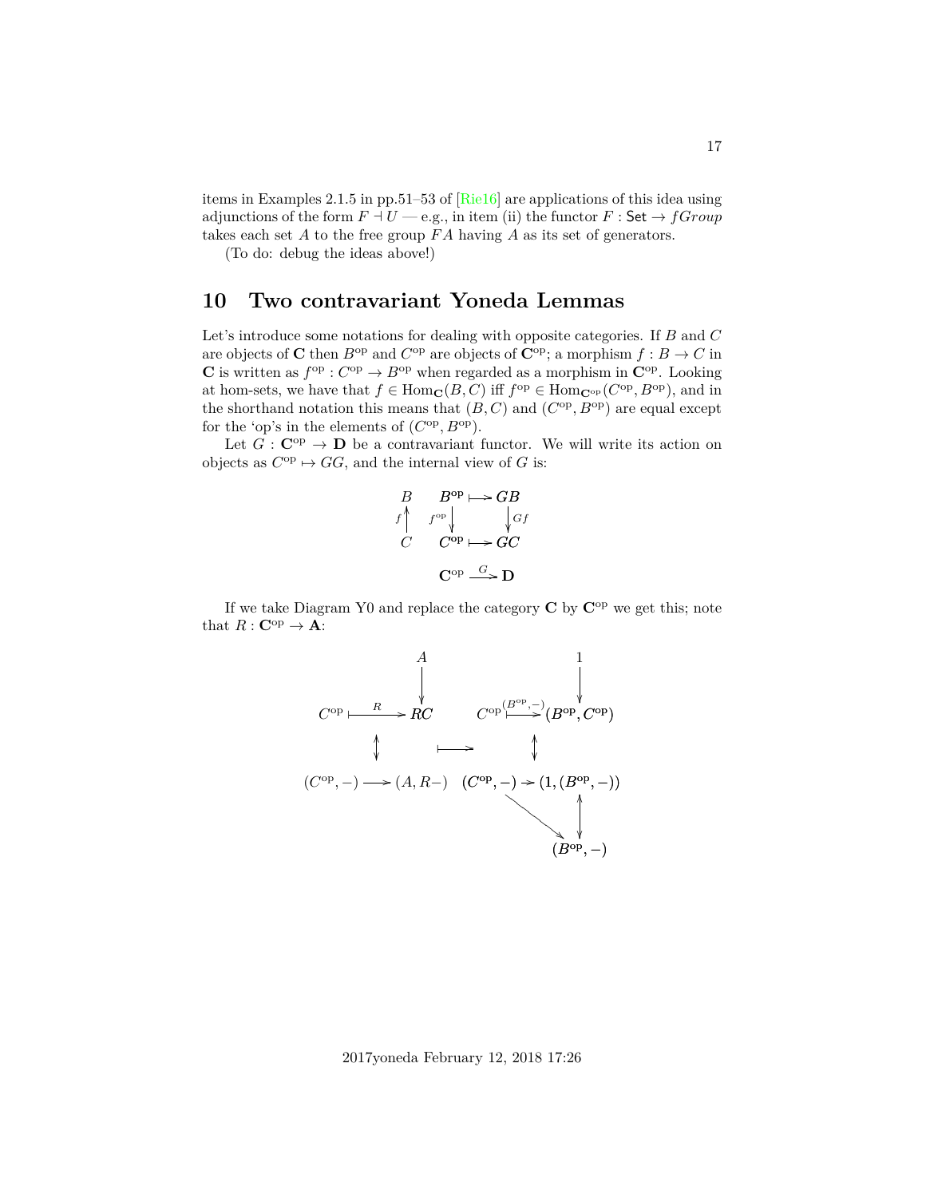items in Examples 2.1.5 in pp.51–53 of [Rie16] are applications of this idea using adjunctions of the form $F \dashv U$ — e.g., in item (ii) the functor $F : \mathsf{Set} \to fGroup$ takes each set $A$ to the free group $FA$ having $A$ as its set of generators.

(To do: debug the ideas above!)

# 10 Two contravariant Yoneda Lemmas

Let's introduce some notations for dealing with opposite categories. If $B$ and $C$ are objects of $\mathbf{C}$ then $B^{\text{op}}$ and $C^{\text{op}}$ are objects of $\mathbf{C}^{\text{op}}$; a morphism $f : B \to C$ in $\mathbf{C}$ is written as $f^{\text{op}} : C^{\text{op}} \to B^{\text{op}}$ when regarded as a morphism in $\mathbf{C}^{\text{op}}$. Looking at hom-sets, we have that $f \in \text{Hom}_{\mathbf{C}}(B, C)$ iff $f^{\text{op}} \in \text{Hom}_{\mathbf{C}^{\text{op}}}(C^{\text{op}}, B^{\text{op}})$, and in the shorthand notation this means that $(B, C)$ and $(C^{\text{op}}, B^{\text{op}})$ are equal except for the 'op's in the elements of $(C^{\text{op}}, B^{\text{op}})$.

Let $G : \mathbf{C}^{\text{op}} \to \mathbf{D}$ be a contravariant functor. We will write its action on objects as $C^{\text{op}} \mapsto GG$, and the internal view of $G$ is:

$$
\begin{array}{cccc}
B & B^{\text{op}} & \longmapsto & GB \\
{\scriptstyle f}\uparrow & {\scriptstyle f^{\text{op}}}\downarrow & & \downarrow{\scriptstyle Gf} \\
C & C^{\text{op}} & \longmapsto & GC \\
 & & & \\
 & \mathbf{C}^{\text{op}} & \xrightarrow{G} & \mathbf{D}
\end{array}
$$

If we take Diagram Y0 and replace the category $\mathbf{C}$ by $\mathbf{C}^{\text{op}}$ we get this; note that $R : \mathbf{C}^{\text{op}} \to \mathbf{A}$:

$$
\begin{array}{ccccc}
 & A & & & 1 \\
 & \downarrow & & & \downarrow \\
C^{\text{op}} \xmapsto{R} & RC & & C^{\text{op}} \xmapsto{(B^{\text{op}},-)} & (B^{\text{op}}, C^{\text{op}}) \\
\updownarrow & & \longmapsto & & \updownarrow \\
(C^{\text{op}}, -) \longrightarrow & (A, R-) & & (C^{\text{op}}, -) \to & (1, (B^{\text{op}}, -)) \\
 & & & \searrow & \updownarrow \\
 & & & & (B^{\text{op}}, -)
\end{array}
$$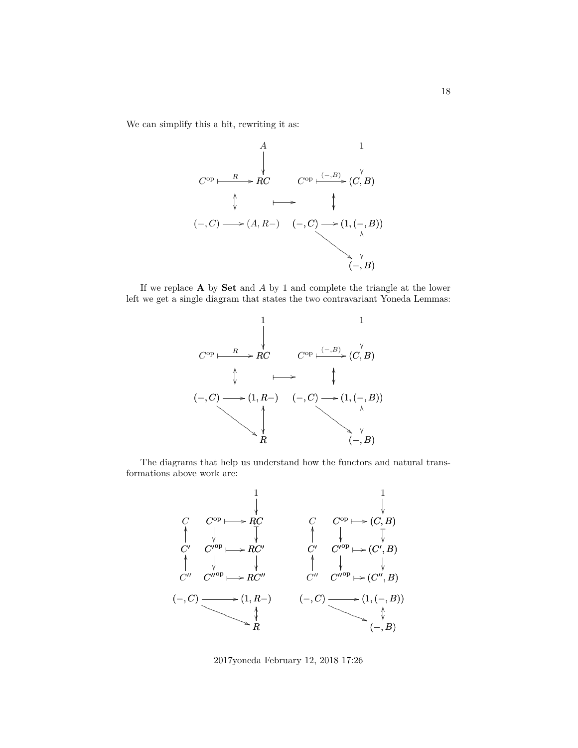We can simplify this a bit, rewriting it as:

$$
\begin{array}{ccccc}
 & A & & & 1 \\
 & \downarrow & & & \downarrow \\
C^{\mathrm{op}} \overset{R}{\longmapsto} & RC & & C^{\mathrm{op}} \overset{(-,B)}{\longmapsto} & (C,B) \\
\updownarrow & & \longmapsto & \updownarrow & \\
(-,C) \longrightarrow & (A, R-) & & (-,C) \longrightarrow & (1,(-,B)) \\
 & & & \searrow & \updownarrow \\
 & & & & (-,B)
\end{array}
$$

If we replace $\mathbf{A}$ by $\mathbf{Set}$ and $A$ by 1 and complete the triangle at the lower left we get a single diagram that states the two contravariant Yoneda Lemmas:

$$
\begin{array}{ccccc}
 & 1 & & & 1 \\
 & \downarrow & & & \downarrow \\
C^{\mathrm{op}} \overset{R}{\longmapsto} & RC & & C^{\mathrm{op}} \overset{(-,B)}{\longmapsto} & (C,B) \\
\updownarrow & & \longmapsto & \updownarrow & \\
(-,C) \longrightarrow & (1, R-) & & (-,C) \longrightarrow & (1,(-,B)) \\
\searrow & \updownarrow & & \searrow & \updownarrow \\
 & R & & & (-,B)
\end{array}
$$

The diagrams that help us understand how the functors and natural transformations above work are:

$$
\begin{array}{ccc|ccc}
 & & 1 & & & 1 \\
 & & \downarrow & & & \downarrow \\
C & C^{\mathrm{op}} \longmapsto & RC & C & C^{\mathrm{op}} \longmapsto & (C,B) \\
\uparrow & \downarrow & \downarrow & \uparrow & \downarrow & \downarrow \\
C' & C'^{\mathrm{op}} \longmapsto & RC' & C' & C'^{\mathrm{op}} \longmapsto & (C',B) \\
\uparrow & \downarrow & \downarrow & \uparrow & \downarrow & \downarrow \\
C'' & C''^{\mathrm{op}} \longmapsto & RC'' & C'' & C''^{\mathrm{op}} \longmapsto & (C'',B) \\
(-,C) & \longrightarrow & (1, R-) & (-,C) & \longrightarrow & (1,(-,B)) \\
 & \searrow & \updownarrow & & \searrow & \updownarrow \\
 & & R & & & (-,B)
\end{array}
$$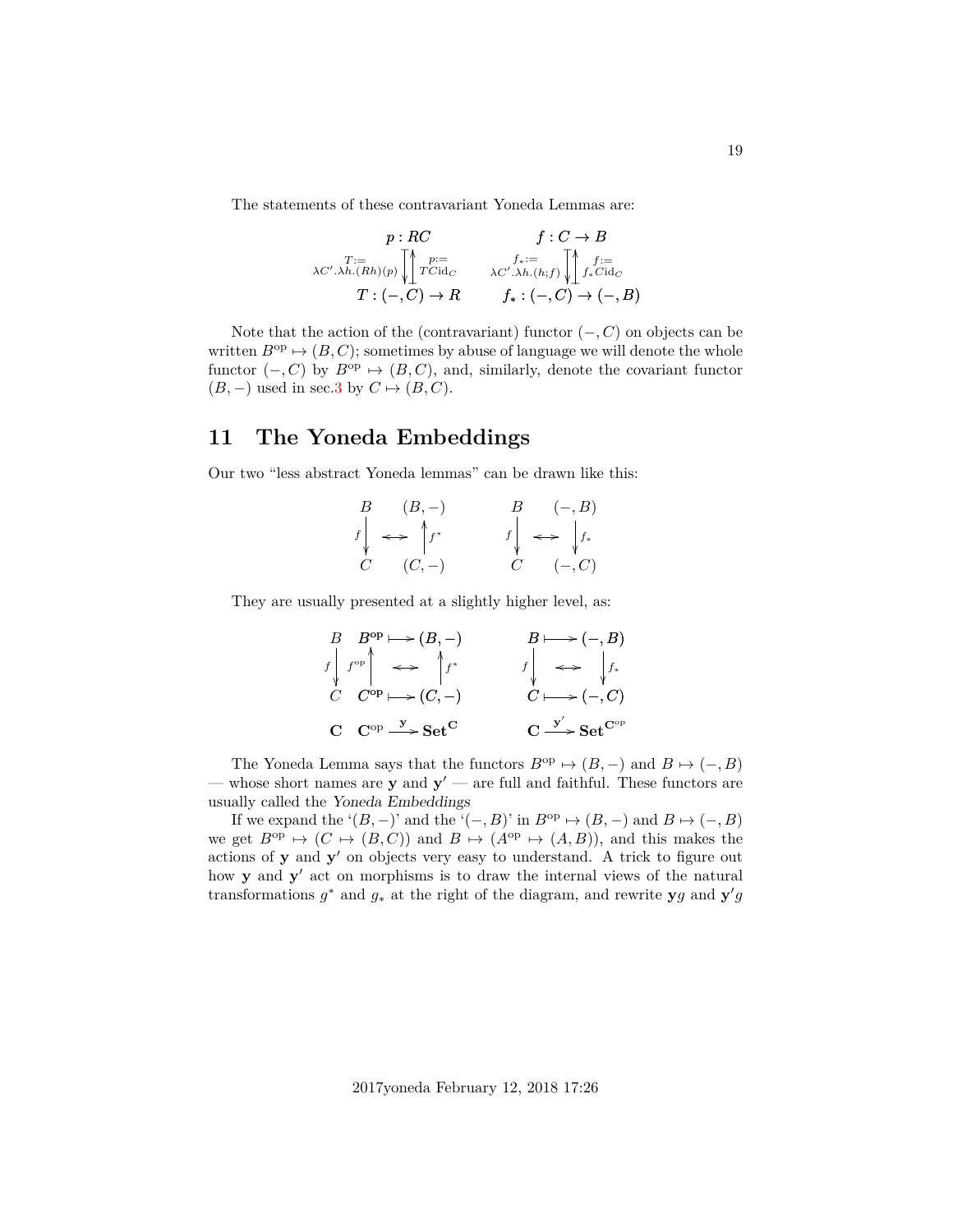The statements of these contravariant Yoneda Lemmas are:

$$
\begin{array}{ccc}
p : RC & \qquad & f : C \to B \\
{\scriptstyle T := \lambda C'.\lambda h.(Rh)(p)} \downarrow \uparrow {\scriptstyle p := TC\mathrm{id}_C} & & {\scriptstyle f_* := \lambda C'.\lambda h.(h;f)} \downarrow \uparrow {\scriptstyle f := f_* C \mathrm{id}_C} \\
T : (-,C) \to R & & f_* : (-,C) \to (-,B)
\end{array}
$$

Note that the action of the (contravariant) functor $(-, C)$ on objects can be written $B^{\mathrm{op}} \mapsto (B, C)$; sometimes by abuse of language we will denote the whole functor $(-, C)$ by $B^{\mathrm{op}} \mapsto (B, C)$, and, similarly, denote the covariant functor $(B, -)$ used in sec.3 by $C \mapsto (B, C)$.

# 11 The Yoneda Embeddings

Our two "less abstract Yoneda lemmas" can be drawn like this:

$$
\begin{array}{ccc}
B & & (B,-) \\
{\scriptstyle f} \downarrow & \longleftrightarrow & \uparrow {\scriptstyle f^*} \\
C & & (C,-)
\end{array}
\qquad\qquad
\begin{array}{ccc}
B & & (-,B) \\
{\scriptstyle f} \downarrow & \longleftrightarrow & \downarrow {\scriptstyle f_*} \\
C & & (-,C)
\end{array}
$$

They are usually presented at a slightly higher level, as:

$$
\begin{array}{cccc}
B & B^{\mathrm{op}} & \longmapsto & (B,-) \\
{\scriptstyle f} \downarrow & {\scriptstyle f^{\mathrm{op}}} \uparrow & \longleftrightarrow & \uparrow {\scriptstyle f^*} \\
C & C^{\mathrm{op}} & \longmapsto & (C,-) \\
\mathbf{C} & \mathbf{C}^{\mathrm{op}} & \xrightarrow{\mathbf{y}} & \mathbf{Set}^{\mathbf{C}}
\end{array}
\qquad\qquad
\begin{array}{ccc}
B & \longmapsto & (-,B) \\
{\scriptstyle f} \downarrow & \longleftrightarrow & \downarrow {\scriptstyle f_*} \\
C & \longmapsto & (-,C) \\
\mathbf{C} & \xrightarrow{\mathbf{y}'} & \mathbf{Set}^{\mathbf{C}^{\mathrm{op}}}
\end{array}
$$

The Yoneda Lemma says that the functors $B^{\mathrm{op}} \mapsto (B, -)$ and $B \mapsto (-, B)$ — whose short names are $\mathbf{y}$ and $\mathbf{y}'$ — are full and faithful. These functors are usually called the *Yoneda Embeddings*

If we expand the '$(B, -)$' and the '$(-, B)$' in $B^{\mathrm{op}} \mapsto (B, -)$ and $B \mapsto (-, B)$ we get $B^{\mathrm{op}} \mapsto (C \mapsto (B, C))$ and $B \mapsto (A^{\mathrm{op}} \mapsto (A, B))$, and this makes the actions of $\mathbf{y}$ and $\mathbf{y}'$ on objects very easy to understand. A trick to figure out how $\mathbf{y}$ and $\mathbf{y}'$ act on morphisms is to draw the internal views of the natural transformations $g^*$ and $g_*$ at the right of the diagram, and rewrite $\mathbf{y}g$ and $\mathbf{y}'g$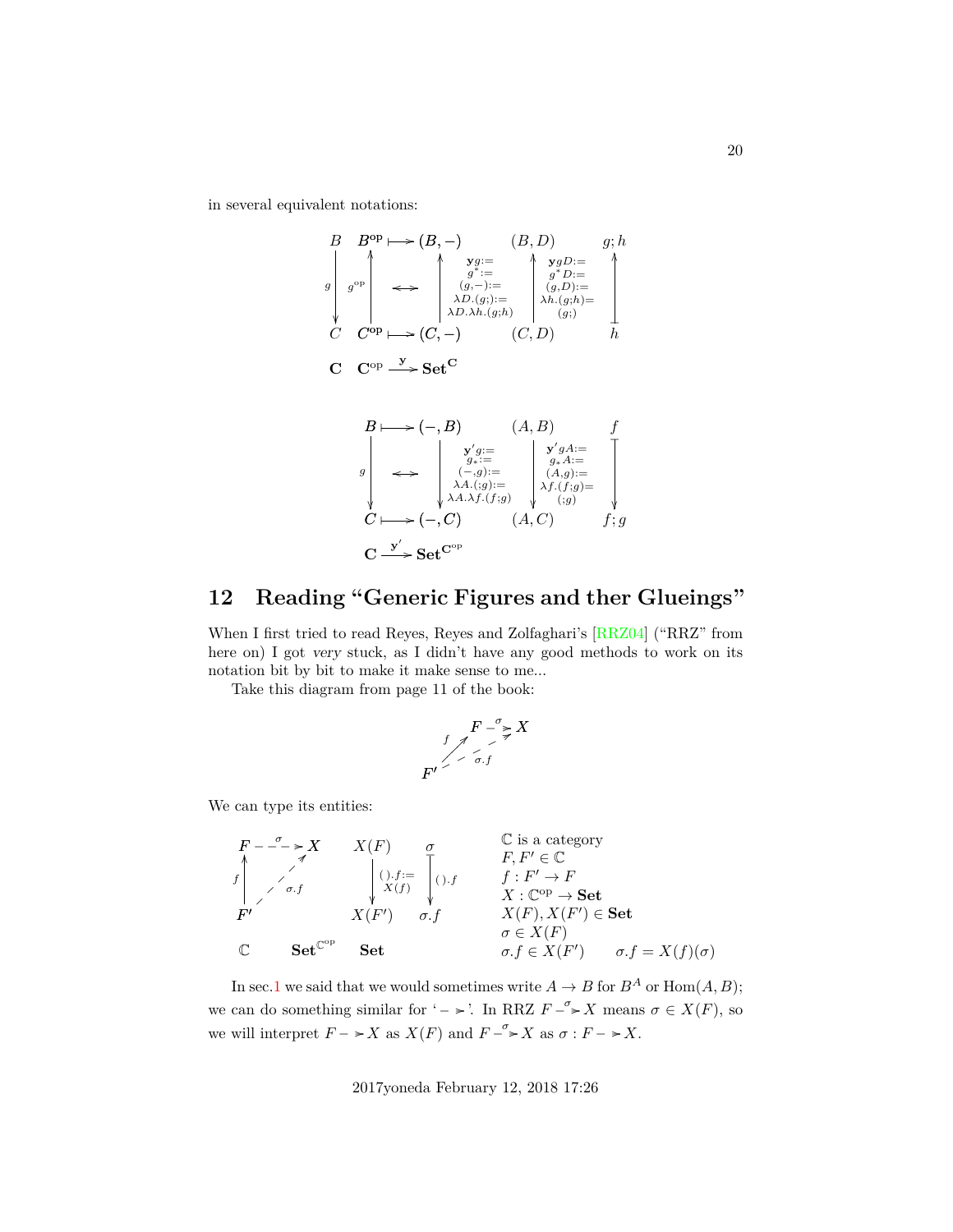in several equivalent notations:

$$
\begin{array}{cccccc}
B & B^{\rm op} \longmapsto (B,-) & & (B,D) & & g;h \\
{\scriptstyle g}\downarrow & {\scriptstyle g^{\rm op}}\uparrow \quad \longleftrightarrow & \uparrow {\scriptstyle \mathbf{y}g := g^* := (g,-) := \lambda D.(g;) := \lambda D.\lambda h.(g;h)} & \uparrow {\scriptstyle \mathbf{y}gD := g^*D := (g,D) := \lambda h.(g;h) = (g;)} & & \uparrow \\
C & C^{\rm op} \longmapsto (C,-) & & (C,D) & & h \\
\mathbf{C} & \mathbf{C}^{\rm op} \xrightarrow{\mathbf{y}} \mathbf{Set}^{\mathbf{C}} & & & &
\end{array}
$$

$$
\begin{array}{ccccc}
B \longmapsto (-,B) & & (A,B) & & f \\
{\scriptstyle g}\downarrow \quad \longleftrightarrow & \downarrow {\scriptstyle \mathbf{y}'g := g_* := (-,g) := \lambda A.(;g) := \lambda A.\lambda f.(f;g)} & \downarrow {\scriptstyle \mathbf{y}'gA := g_*A := (A,g) := \lambda f.(f;g) = (;g)} & & \downarrow \\
C \longmapsto (-,C) & & (A,C) & & f;g \\
\mathbf{C} \xrightarrow{\mathbf{y}'} \mathbf{Set}^{\mathbf{C}^{\rm op}} & & & &
\end{array}
$$

## 12 Reading "Generic Figures and ther Glueings"

When I first tried to read Reyes, Reyes and Zolfaghari's [RRZ04] ("RRZ" from here on) I got *very* stuck, as I didn't have any good methods to work on its notation bit by bit to make it make sense to me...

Take this diagram from page 11 of the book:

$$
\begin{array}{ccc}
 & F & \overset{\sigma}{- - \succ} X \\
 & {\scriptstyle f}\nearrow & \nearrow {\scriptstyle \sigma.f} \\
F' & & 
\end{array}
$$

We can type its entities:

$$
\begin{array}{cccc}
F \overset{\sigma}{- - \succ} X & X(F) & \sigma \\
{\scriptstyle f}\uparrow \quad \nearrow {\scriptstyle \sigma.f} & \downarrow {\scriptstyle ().f := X(f)} & \downarrow {\scriptstyle ().f} \\
F' & X(F') & \sigma.f \\
\mathbb{C} \qquad \mathbf{Set}^{\mathbb{C}^{\rm op}} & \mathbf{Set} &
\end{array}
$$

$\mathbb{C}$ is a category
$F, F' \in \mathbb{C}$
$f : F' \to F$
$X : \mathbb{C}^{\rm op} \to \mathbf{Set}$
$X(F), X(F') \in \mathbf{Set}$
$\sigma \in X(F)$
$\sigma.f \in X(F') \qquad \sigma.f = X(f)(\sigma)$

In sec.1 we said that we would sometimes write $A \to B$ for $B^A$ or $\mathrm{Hom}(A,B)$; we can do something similar for '$- \succ$'. In RRZ $F \overset{\sigma}{-\succ} X$ means $\sigma \in X(F)$, so we will interpret $F - \succ X$ as $X(F)$ and $F \overset{\sigma}{-\succ} X$ as $\sigma : F - \succ X$.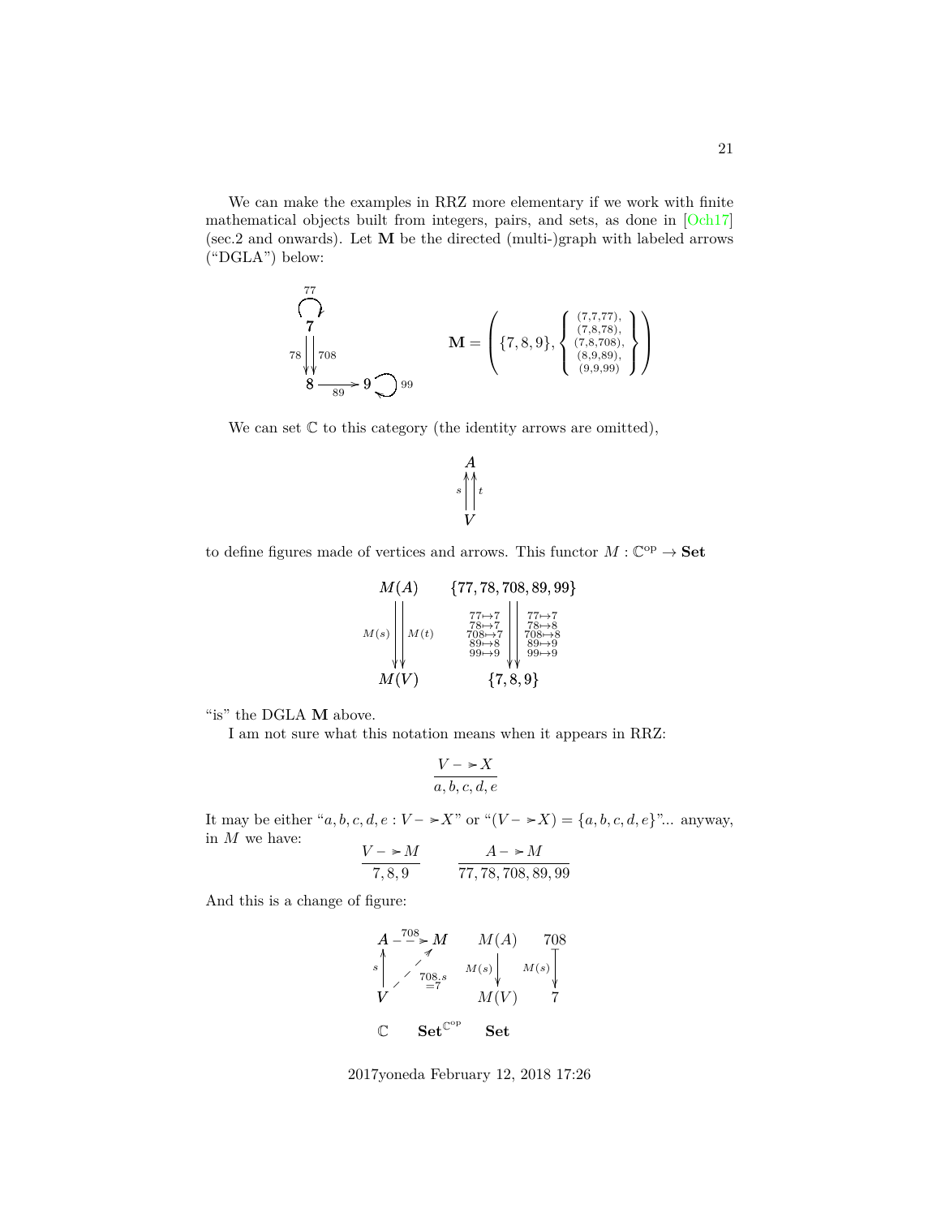We can make the examples in RRZ more elementary if we work with finite mathematical objects built from integers, pairs, and sets, as done in [Och17] (sec.2 and onwards). Let **M** be the directed (multi-)graph with labeled arrows ("DGLA") below:

$$
\mathbf{M} = \left( \{7,8,9\}, \left\{ \begin{array}{c} (7,7,77), \\ (7,8,78), \\ (7,8,708), \\ (8,9,89), \\ (9,9,99) \end{array} \right\} \right)
$$

We can set $\mathbb{C}$ to this category (the identity arrows are omitted),

$$
\begin{array}{c} A \\ s \uparrow\uparrow t \\ V \end{array}
$$

to define figures made of vertices and arrows. This functor $M : \mathbb{C}^{\text{op}} \to \mathbf{Set}$

$$
\begin{array}{ccc} M(A) & & \{77,78,708,89,99\} \\ M(s) \downarrow\downarrow M(t) & & \begin{array}{c} 77\mapsto 7 \\ 78\mapsto 7 \\ 708\mapsto 7 \\ 89\mapsto 8 \\ 99\mapsto 9 \end{array} \downarrow\downarrow \begin{array}{c} 77\mapsto 7 \\ 78\mapsto 8 \\ 708\mapsto 8 \\ 89\mapsto 9 \\ 99\mapsto 9 \end{array} \\ M(V) & & \{7,8,9\} \end{array}
$$

"is" the DGLA **M** above.

I am not sure what this notation means when it appears in RRZ:

$$
\frac{V \dashrightarrow X}{a,b,c,d,e}
$$

It may be either "$a,b,c,d,e : V \dashrightarrow X$" or "$(V \dashrightarrow X) = \{a,b,c,d,e\}$"... anyway, in $M$ we have:

$$
\frac{V \dashrightarrow M}{7,8,9} \qquad \frac{A \dashrightarrow M}{77,78,708,89,99}
$$

And this is a change of figure:

$$
\begin{array}{ccc}
A \overset{708}{\dashrightarrow} M & M(A) & 708 \\
s \uparrow \quad \nearrow_{\;708;s=7} & M(s) \downarrow & M(s) \downarrow \\
V & M(V) & 7 \\
\mathbb{C} & \mathbf{Set}^{\mathbb{C}^{\text{op}}} & \mathbf{Set}
\end{array}
$$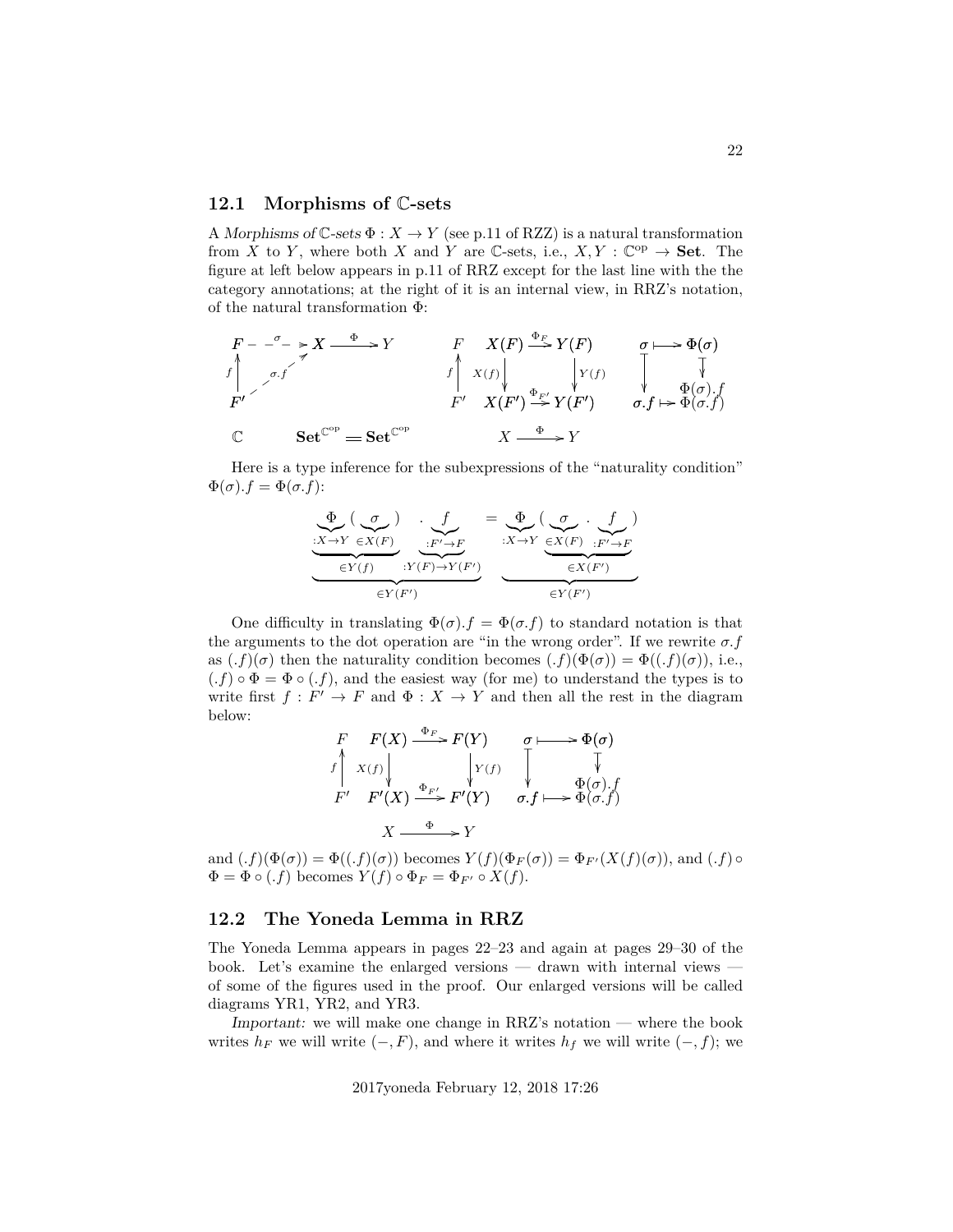## 12.1 Morphisms of $\mathbb{C}$-sets

A *Morphisms of $\mathbb{C}$-sets* $\Phi : X \to Y$ (see p.11 of RZZ) is a natural transformation from $X$ to $Y$, where both $X$ and $Y$ are $\mathbb{C}$-sets, i.e., $X, Y : \mathbb{C}^{\text{op}} \to \mathbf{Set}$. The figure at left below appears in p.11 of RRZ except for the last line with the the category annotations; at the right of it is an internal view, in RRZ's notation, of the natural transformation $\Phi$:

$$
\begin{array}{ccccccc}
F \overset{\sigma}{- - \to} X \xrightarrow{\Phi} Y & & F & X(F) \xrightarrow{\Phi_F} Y(F) & & \sigma \longmapsto \Phi(\sigma) \\
f \uparrow \quad \nearrow_{\sigma.f} & & f \uparrow & X(f) \downarrow \qquad \downarrow Y(f) & & \downarrow \qquad\quad \downarrow \\
F' & & F' & X(F') \xrightarrow{\Phi_{F'}} Y(F') & & \sigma.f \mapsto \begin{array}{c}\Phi(\sigma).f \\ \Phi(\sigma.f)\end{array} \\
\mathbb{C} \qquad \mathbf{Set}^{\mathbb{C}^{\text{op}}} = \mathbf{Set}^{\mathbb{C}^{\text{op}}} & & & X \xrightarrow{\Phi} Y & &
\end{array}
$$

Here is a type inference for the subexpressions of the "naturality condition" $\Phi(\sigma).f = \Phi(\sigma.f)$:

$$
\underbrace{\underbrace{\underbrace{\Phi}_{:X\to Y}(\underbrace{\sigma}_{\in X(F)})}_{\in Y(f)} \;.\; \underbrace{\underbrace{f}_{:F'\to F}}_{:Y(F)\to Y(F')}}_{\in Y(F')} \;=\; \underbrace{\underbrace{\Phi}_{:X\to Y}(\underbrace{\underbrace{\sigma}_{\in X(F)} \;.\; \underbrace{f}_{:F'\to F}}_{\in X(F')})}_{\in Y(F')}
$$

One difficulty in translating $\Phi(\sigma).f = \Phi(\sigma.f)$ to standard notation is that the arguments to the dot operation are "in the wrong order". If we rewrite $\sigma.f$ as $(.f)(\sigma)$ then the naturality condition becomes $(.f)(\Phi(\sigma)) = \Phi((.f)(\sigma))$, i.e., $(.f) \circ \Phi = \Phi \circ (.f)$, and the easiest way (for me) to understand the types is to write first $f : F' \to F$ and $\Phi : X \to Y$ and then all the rest in the diagram below:

$$
\begin{array}{ccccc}
F & F(X) \xrightarrow{\Phi_F} F(Y) & & \sigma \longmapsto \Phi(\sigma) \\
f \uparrow & X(f) \downarrow \qquad \downarrow Y(f) & & \downarrow \qquad\quad \downarrow \\
F' & F'(X) \xrightarrow{\Phi_{F'}} F'(Y) & & \sigma.f \longmapsto \begin{array}{c}\Phi(\sigma).f \\ \Phi(\sigma.f)\end{array} \\
 & X \xrightarrow{\Phi} Y & &
\end{array}
$$

and $(.f)(\Phi(\sigma)) = \Phi((.f)(\sigma))$ becomes $Y(f)(\Phi_F(\sigma)) = \Phi_{F'}(X(f)(\sigma))$, and $(.f) \circ \Phi = \Phi \circ (.f)$ becomes $Y(f) \circ \Phi_F = \Phi_{F'} \circ X(f)$.

## 12.2 The Yoneda Lemma in RRZ

The Yoneda Lemma appears in pages 22–23 and again at pages 29–30 of the book. Let's examine the enlarged versions — drawn with internal views — of some of the figures used in the proof. Our enlarged versions will be called diagrams YR1, YR2, and YR3.

*Important:* we will make one change in RRZ's notation — where the book writes $h_F$ we will write $(-, F)$, and where it writes $h_f$ we will write $(-, f)$; we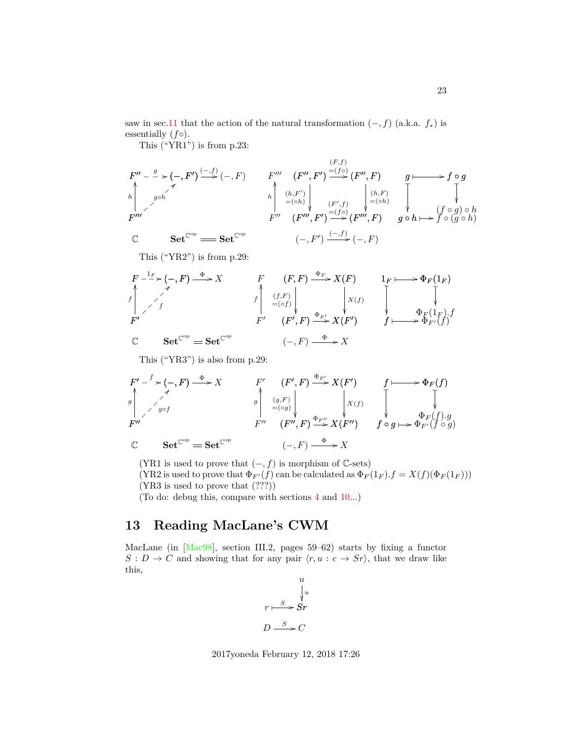saw in sec.11 that the action of the natural transformation $(-,f)$ (a.k.a. $f_*$) is essentially $(f\circ)$.

This ("YR1") is from p.23:

$$
\begin{array}{ccc}
F'' \overset{g}{\dashrightarrow} (-,F') \xrightarrow{(-,f)} (-,F) & 
\begin{array}{ccc}
(F'',F') & \xrightarrow[=(f\circ)]{(F,f)} & (F'',F) \\
{\scriptstyle (h,F') \, =(\circ h)} \downarrow & & \downarrow {\scriptstyle (h,F) \, =(\circ h)} \\
(F''',F') & \xrightarrow[=(f\circ)]{(F',f)} & (F''',F)
\end{array}
&
\begin{array}{ccc}
g & \longmapsto & f\circ g \\
\downarrow & & \downarrow \\
g\circ h & \longmapsto & \begin{array}{c}(f\circ g)\circ h \\ f\circ(g\circ h)\end{array}
\end{array}
\\
h \uparrow F''' \quad (g\circ h) & & \\
\mathbb{C} \qquad \mathbf{Set}^{\mathbb{C}^{\mathrm{op}}} = \mathbf{Set}^{\mathbb{C}^{\mathrm{op}}} & (-,F') \xrightarrow{(-,f)} (-,F) &
\end{array}
$$

This ("YR2") is from p.29:

$$
\begin{array}{ccc}
F \overset{1_F}{\dashrightarrow} (-,F) \xrightarrow{\Phi} X &
\begin{array}{ccc}
(F,F) & \xrightarrow{\Phi_F} & X(F) \\
{\scriptstyle (f,F) \, =(\circ f)} \downarrow & & \downarrow {\scriptstyle X(f)} \\
(F',F) & \xrightarrow{\Phi_{F'}} & X(F')
\end{array}
&
\begin{array}{ccc}
1_F & \longmapsto & \Phi_F(1_F) \\
\downarrow & & \downarrow \\
f & \longmapsto & \begin{array}{c}\Phi_F(1_F).f \\ \Phi_{F'}(f)\end{array}
\end{array}
\\
f \uparrow F' \quad (f) & & \\
\mathbb{C} \qquad \mathbf{Set}^{\mathbb{C}^{\mathrm{op}}} = \mathbf{Set}^{\mathbb{C}^{\mathrm{op}}} & (-,F) \xrightarrow{\Phi} X &
\end{array}
$$

This ("YR3") is also from p.29:

$$
\begin{array}{ccc}
F' \overset{f}{\dashrightarrow} (-,F) \xrightarrow{\Phi} X &
\begin{array}{ccc}
(F',F) & \xrightarrow{\Phi_{F'}} & X(F') \\
{\scriptstyle (g,F) \, =(\circ g)} \downarrow & & \downarrow {\scriptstyle X(f)} \\
(F'',F) & \xrightarrow{\Phi_{F''}} & X(F'')
\end{array}
&
\begin{array}{ccc}
f & \longmapsto & \Phi_F(f) \\
\downarrow & & \downarrow \\
f\circ g & \longmapsto & \begin{array}{c}\Phi_F(f).g \\ \Phi_{F'}(f\circ g)\end{array}
\end{array}
\\
g \uparrow F'' \quad (g\circ f) & & \\
\mathbb{C} \qquad \mathbf{Set}^{\mathbb{C}^{\mathrm{op}}} = \mathbf{Set}^{\mathbb{C}^{\mathrm{op}}} & (-,F) \xrightarrow{\Phi} X &
\end{array}
$$

(YR1 is used to prove that $(-,f)$ is morphism of $\mathbb{C}$-sets)
(YR2 is used to prove that $\Phi_{F'}(f)$ can be calculated as $\Phi_F(1_F).f = X(f)(\Phi_F(1_F))$)
(YR3 is used to prove that (???))
(To do: debug this, compare with sections 4 and 10...)

## 13 Reading MacLane's CWM

MacLane (in [Mac98], section III.2, pages 59–62) starts by fixing a functor $S : D \to C$ and showing that for any pair $\langle r, u : c \to Sr\rangle$, that we draw like this,

$$
\begin{array}{ccc}
 & & u \\
 & & \downarrow {\scriptstyle u} \\
r & \overset{S}{\longmapsto} & Sr \\
\\
D & \xrightarrow{S} & C
\end{array}
$$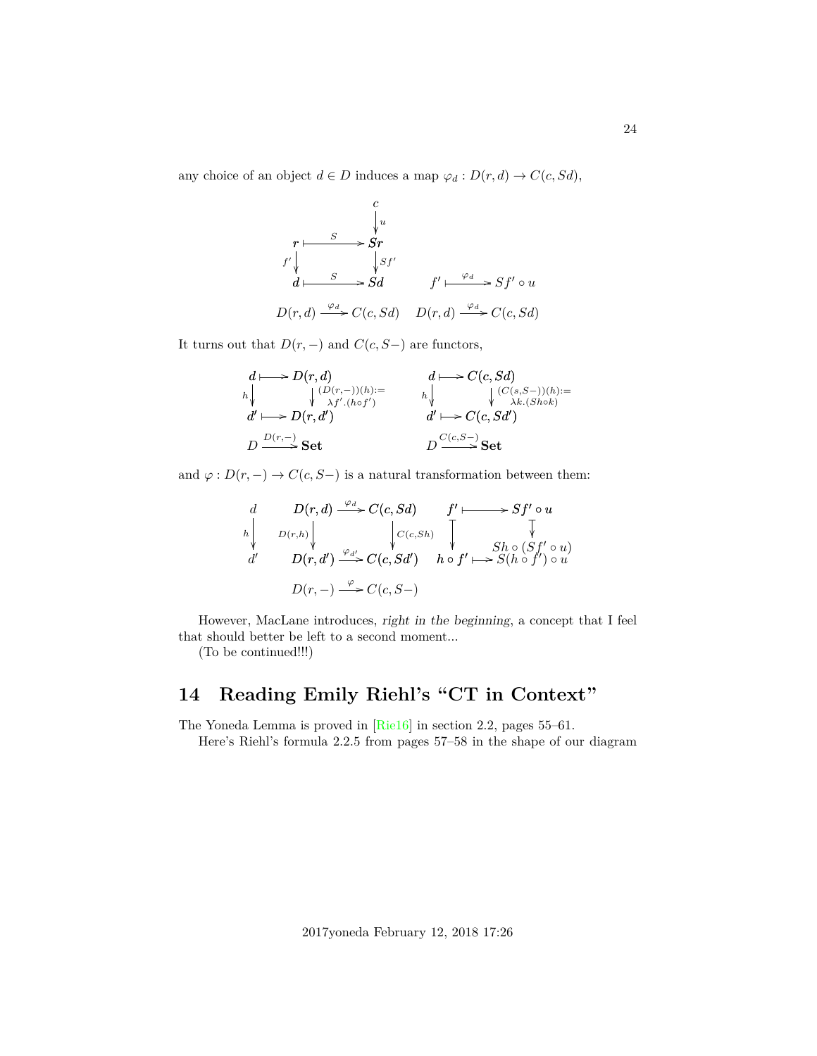any choice of an object $d \in D$ induces a map $\varphi_d : D(r,d) \to C(c, Sd)$,

$$
\begin{array}{ccc}
 & & c \\
 & & \downarrow{\scriptstyle u} \\
r & \overset{S}{\longmapsto} & Sr \\
{\scriptstyle f'}\downarrow & & \downarrow{\scriptstyle Sf'} \\
d & \overset{S}{\longmapsto} & Sd
\end{array}
\qquad
f' \overset{\varphi_d}{\longmapsto} Sf' \circ u
$$

$$
D(r,d) \xrightarrow{\varphi_d} C(c, Sd) \qquad D(r,d) \xrightarrow{\varphi_d} C(c, Sd)
$$

It turns out that $D(r,-)$ and $C(c, S-)$ are functors,

$$
\begin{array}{ccc}
d & \longmapsto & D(r,d) \\
{\scriptstyle h}\downarrow & & \downarrow{\scriptstyle (D(r,-))(h) := \lambda f'.(h \circ f')} \\
d' & \longmapsto & D(r,d')
\end{array}
\qquad
\begin{array}{ccc}
d & \longmapsto & C(c,Sd) \\
{\scriptstyle h}\downarrow & & \downarrow{\scriptstyle (C(s,S-))(h) := \lambda k.(Sh \circ k)} \\
d' & \longmapsto & C(c,Sd')
\end{array}
$$

$$
D \xrightarrow{D(r,-)} \mathbf{Set} \qquad D \xrightarrow{C(c,S-)} \mathbf{Set}
$$

and $\varphi : D(r,-) \to C(c, S-)$ is a natural transformation between them:

$$
\begin{array}{c}
d \\
{\scriptstyle h}\downarrow \\
d'
\end{array}
\qquad
\begin{array}{ccc}
D(r,d) & \xrightarrow{\varphi_d} & C(c,Sd) \\
{\scriptstyle D(r,h)}\downarrow & & \downarrow{\scriptstyle C(c,Sh)} \\
D(r,d') & \xrightarrow{\varphi_{d'}} & C(c,Sd')
\end{array}
\qquad
\begin{array}{ccc}
f' & \longmapsto & Sf' \circ u \\
\downarrow & & \downarrow \\
 & & Sh \circ (Sf' \circ u) \\
h \circ f' & \longmapsto & S(h \circ f') \circ u
\end{array}
$$

$$
D(r,-) \xrightarrow{\varphi} C(c, S-)
$$

However, MacLane introduces, *right in the beginning*, a concept that I feel that should better be left to a second moment...

(To be continued!!!)

## 14 Reading Emily Riehl's "CT in Context"

The Yoneda Lemma is proved in [Rie16] in section 2.2, pages 55–61.

Here's Riehl's formula 2.2.5 from pages 57–58 in the shape of our diagram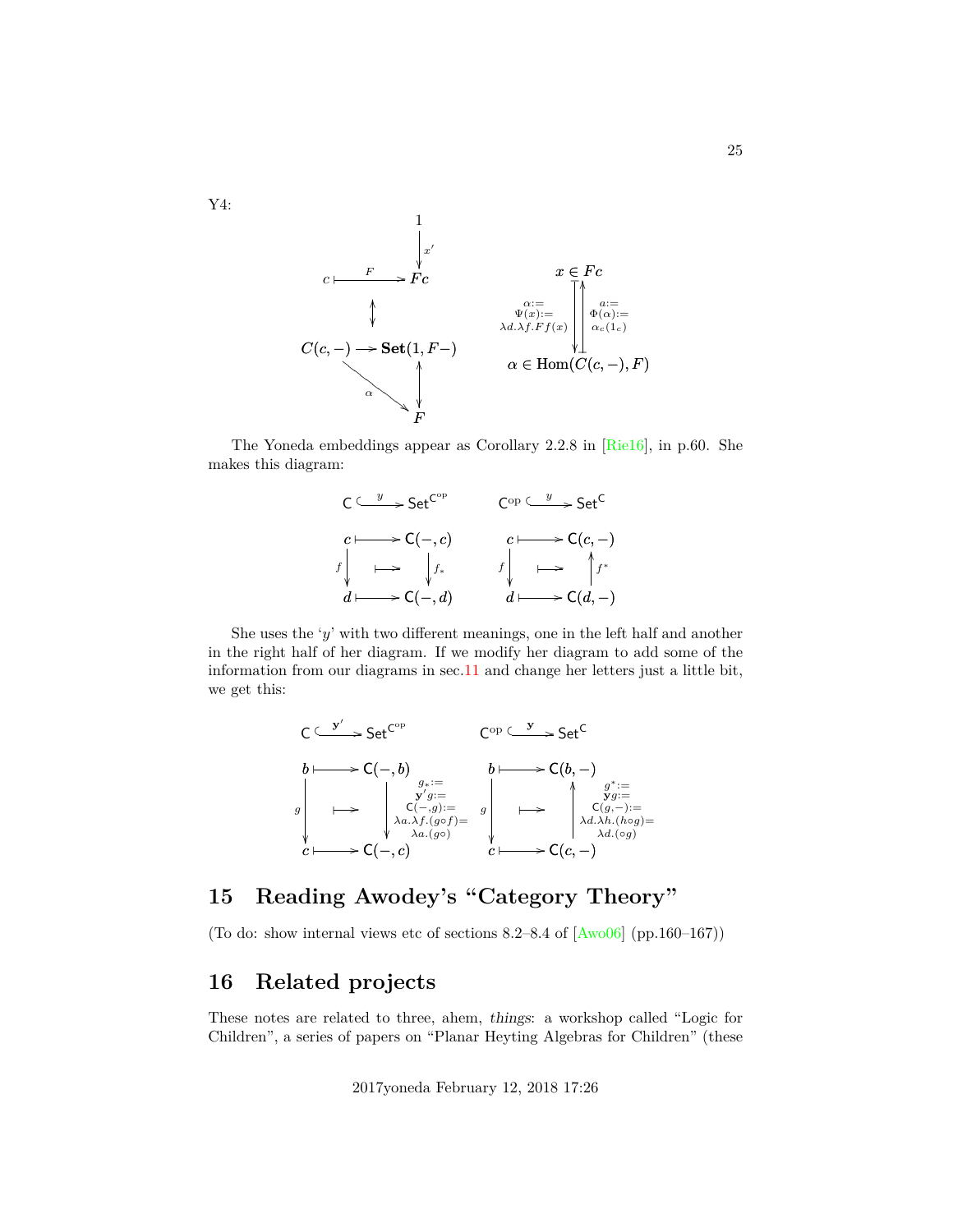Y4:

$$
\begin{array}{ccc}
 & & 1 \\
 & & \downarrow x' \\
c & \overset{F}{\longmapsto} & Fc \\
 & \updownarrow & \\
C(c,-) & \longrightarrow & \mathbf{Set}(1, F-) \\
 & \overset{\alpha}{\searrow} & \updownarrow \\
 & & F
\end{array}
\qquad
\begin{array}{c}
x \in Fc \\
\alpha := \Psi(x) := \lambda d.\lambda f.Ff(x) \;\downarrow \;\uparrow\; a := \Phi(\alpha) := \alpha_c(1_c) \\
\alpha \in \mathrm{Hom}(C(c,-), F)
\end{array}
$$

The Yoneda embeddings appear as Corollary 2.2.8 in [Rie16], in p.60. She makes this diagram:

$$
\begin{array}{ccc}
\mathsf{C} & \overset{y}{\hookrightarrow} & \mathsf{Set}^{\mathsf{C}^{\mathrm{op}}} \\
c & \longmapsto & \mathsf{C}(-,c) \\
f \downarrow & \longmapsto & \downarrow f_* \\
d & \longmapsto & \mathsf{C}(-,d)
\end{array}
\qquad
\begin{array}{ccc}
\mathsf{C}^{\mathrm{op}} & \overset{y}{\hookrightarrow} & \mathsf{Set}^{\mathsf{C}} \\
c & \longmapsto & \mathsf{C}(c,-) \\
f \downarrow & \longmapsto & \uparrow f^* \\
d & \longmapsto & \mathsf{C}(d,-)
\end{array}
$$

She uses the '$y$' with two different meanings, one in the left half and another in the right half of her diagram. If we modify her diagram to add some of the information from our diagrams in sec.11 and change her letters just a little bit, we get this:

$$
\begin{array}{ccc}
\mathsf{C} & \overset{\mathbf{y}'}{\hookrightarrow} & \mathsf{Set}^{\mathsf{C}^{\mathrm{op}}} \\
b & \longmapsto & \mathsf{C}(-,b) \\
g \downarrow & \longmapsto & \downarrow \begin{array}{l} g_* := \\ \mathbf{y}'g := \\ \mathsf{C}(-,g) := \\ \lambda a.\lambda f.(g \circ f) = \\ \lambda a.(g \circ) \end{array} \\
c & \longmapsto & \mathsf{C}(-,c)
\end{array}
\qquad
\begin{array}{ccc}
\mathsf{C}^{\mathrm{op}} & \overset{\mathbf{y}}{\hookrightarrow} & \mathsf{Set}^{\mathsf{C}} \\
b & \longmapsto & \mathsf{C}(b,-) \\
g \downarrow & \longmapsto & \uparrow \begin{array}{l} g^* := \\ \mathbf{y}g := \\ \mathsf{C}(g,-) := \\ \lambda d.\lambda h.(h \circ g) = \\ \lambda d.(\circ g) \end{array} \\
c & \longmapsto & \mathsf{C}(c,-)
\end{array}
$$

# 15 Reading Awodey's "Category Theory"

(To do: show internal views etc of sections 8.2–8.4 of [Awo06] (pp.160–167))

# 16 Related projects

These notes are related to three, ahem, *things*: a workshop called "Logic for Children", a series of papers on "Planar Heyting Algebras for Children" (these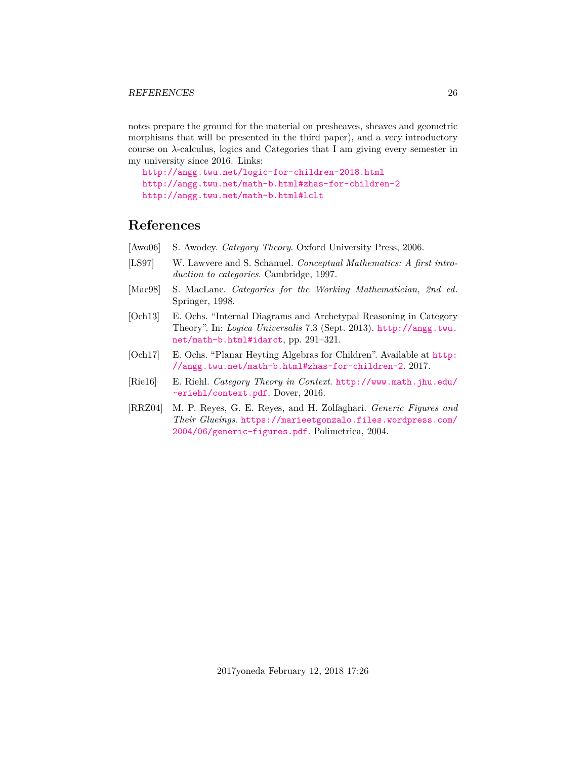notes prepare the ground for the material on presheaves, sheaves and geometric morphisms that will be presented in the third paper), and a *very* introductory course on $\lambda$-calculus, logics and Categories that I am giving every semester in my university since 2016. Links:

http://angg.twu.net/logic-for-children-2018.html
http://angg.twu.net/math-b.html#zhas-for-children-2
http://angg.twu.net/math-b.html#lclt

## References

[Awo06] S. Awodey. *Category Theory*. Oxford University Press, 2006.

[LS97] W. Lawvere and S. Schanuel. *Conceptual Mathematics: A first introduction to categories*. Cambridge, 1997.

[Mac98] S. MacLane. *Categories for the Working Mathematician, 2nd ed.* Springer, 1998.

[Och13] E. Ochs. "Internal Diagrams and Archetypal Reasoning in Category Theory". In: *Logica Universalis* 7.3 (Sept. 2013). http://angg.twu.net/math-b.html#idarct, pp. 291–321.

[Och17] E. Ochs. "Planar Heyting Algebras for Children". Available at http://angg.twu.net/math-b.html#zhas-for-children-2. 2017.

[Rie16] E. Riehl. *Category Theory in Context*. http://www.math.jhu.edu/~eriehl/context.pdf. Dover, 2016.

[RRZ04] M. P. Reyes, G. E. Reyes, and H. Zolfaghari. *Generic Figures and Their Glueings*. https://marieetgonzalo.files.wordpress.com/2004/06/generic-figures.pdf. Polimetrica, 2004.